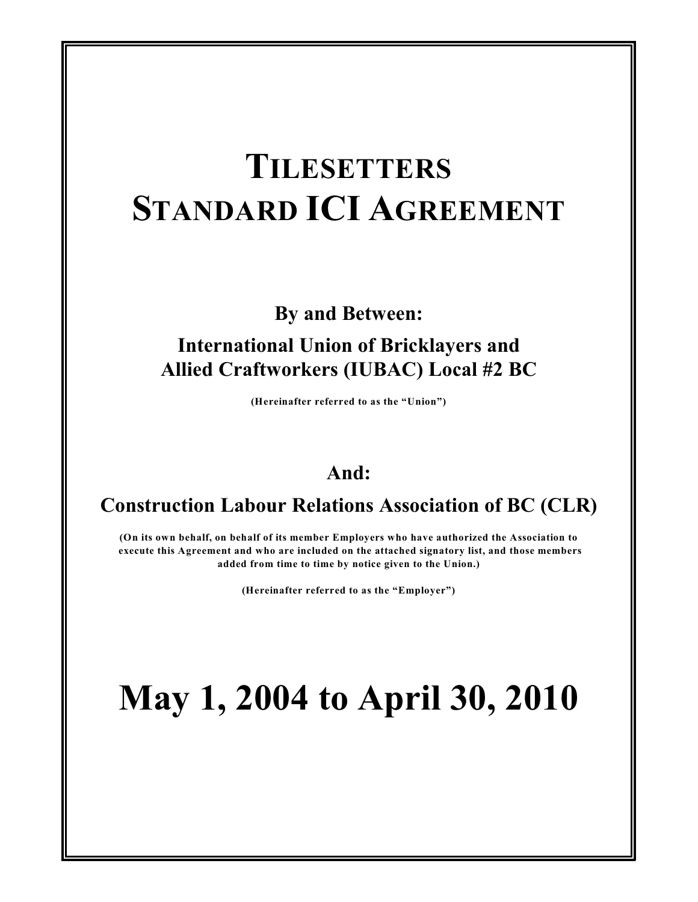# TILESETTERS STANDARD ICI AGREEMENT

**By and Between:**

**International Union of Bricklayers and Allied Craftworkers (IUBAC) Local #2 BC**

**(Hereinafter referred to as the "Union")**

**And:**

**Construction Labour Relations Association of BC (CLR)**

**(On its own behalf, on behalf of its member Employers who have authorized the Association to execute this Agreement and who are included on the attached signatory list, and those members added from time to time by notice given to the Union.)**

**(Hereinafter referred to as the "Employer")**

# May 1, 2004 to April 30, 2010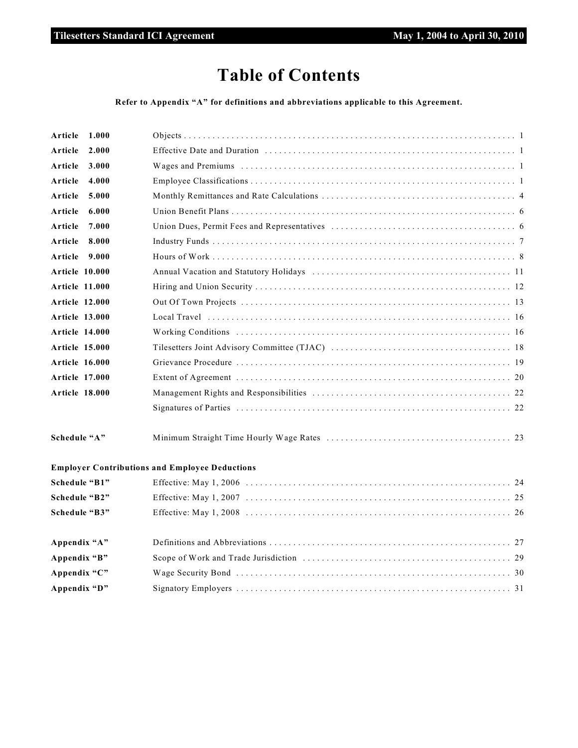# Table of Contents

**Refer to Appendix "A" for definitions and abbreviations applicable to this Agreement.**

| | | |
|---|---|---|
| **Article 1.000** | Objects | 1 |
| **Article 2.000** | Effective Date and Duration | 1 |
| **Article 3.000** | Wages and Premiums | 1 |
| **Article 4.000** | Employee Classifications | 1 |
| **Article 5.000** | Monthly Remittances and Rate Calculations | 4 |
| **Article 6.000** | Union Benefit Plans | 6 |
| **Article 7.000** | Union Dues, Permit Fees and Representatives | 6 |
| **Article 8.000** | Industry Funds | 7 |
| **Article 9.000** | Hours of Work | 8 |
| **Article 10.000** | Annual Vacation and Statutory Holidays | 11 |
| **Article 11.000** | Hiring and Union Security | 12 |
| **Article 12.000** | Out Of Town Projects | 13 |
| **Article 13.000** | Local Travel | 16 |
| **Article 14.000** | Working Conditions | 16 |
| **Article 15.000** | Tilesetters Joint Advisory Committee (TJAC) | 18 |
| **Article 16.000** | Grievance Procedure | 19 |
| **Article 17.000** | Extent of Agreement | 20 |
| **Article 18.000** | Management Rights and Responsibilities | 22 |
| | Signatures of Parties | 22 |
| **Schedule "A"** | Minimum Straight Time Hourly Wage Rates | 23 |

**Employer Contributions and Employee Deductions**

| | | |
|---|---|---|
| **Schedule "B1"** | Effective: May 1, 2006 | 24 |
| **Schedule "B2"** | Effective: May 1, 2007 | 25 |
| **Schedule "B3"** | Effective: May 1, 2008 | 26 |
| **Appendix "A"** | Definitions and Abbreviations | 27 |
| **Appendix "B"** | Scope of Work and Trade Jurisdiction | 29 |
| **Appendix "C"** | Wage Security Bond | 30 |
| **Appendix "D"** | Signatory Employers | 31 |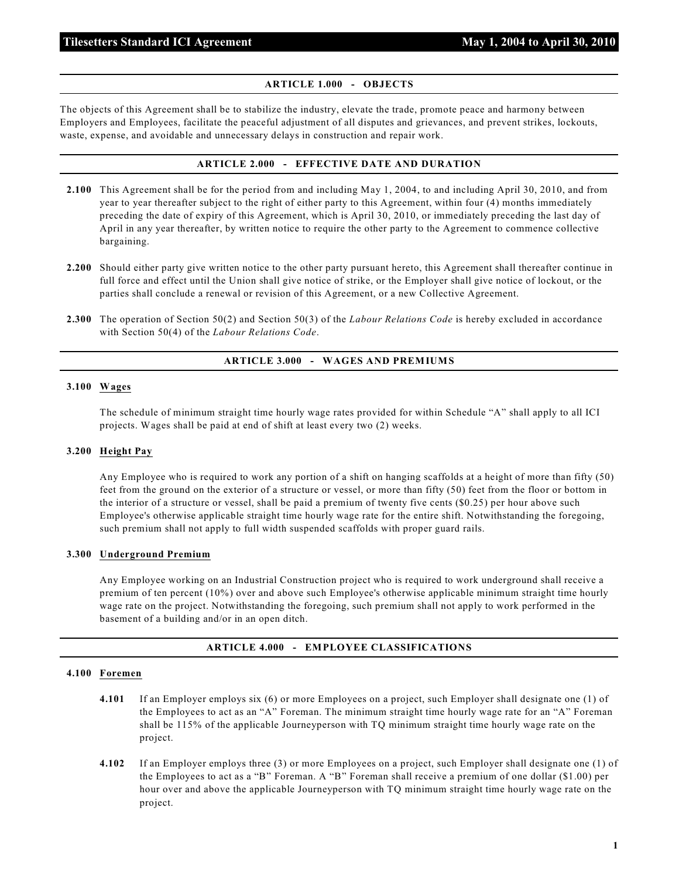## ARTICLE 1.000 - OBJECTS

The objects of this Agreement shall be to stabilize the industry, elevate the trade, promote peace and harmony between Employers and Employees, facilitate the peaceful adjustment of all disputes and grievances, and prevent strikes, lockouts, waste, expense, and avoidable and unnecessary delays in construction and repair work.

## ARTICLE 2.000 - EFFECTIVE DATE AND DURATION

**2.100** This Agreement shall be for the period from and including May 1, 2004, to and including April 30, 2010, and from year to year thereafter subject to the right of either party to this Agreement, within four (4) months immediately preceding the date of expiry of this Agreement, which is April 30, 2010, or immediately preceding the last day of April in any year thereafter, by written notice to require the other party to the Agreement to commence collective bargaining.

**2.200** Should either party give written notice to the other party pursuant hereto, this Agreement shall thereafter continue in full force and effect until the Union shall give notice of strike, or the Employer shall give notice of lockout, or the parties shall conclude a renewal or revision of this Agreement, or a new Collective Agreement.

**2.300** The operation of Section 50(2) and Section 50(3) of the *Labour Relations Code* is hereby excluded in accordance with Section 50(4) of the *Labour Relations Code*.

## ARTICLE 3.000 - WAGES AND PREMIUMS

### 3.100 Wages

The schedule of minimum straight time hourly wage rates provided for within Schedule "A" shall apply to all ICI projects. Wages shall be paid at end of shift at least every two (2) weeks.

### 3.200 Height Pay

Any Employee who is required to work any portion of a shift on hanging scaffolds at a height of more than fifty (50) feet from the ground on the exterior of a structure or vessel, or more than fifty (50) feet from the floor or bottom in the interior of a structure or vessel, shall be paid a premium of twenty five cents ($0.25) per hour above such Employee's otherwise applicable straight time hourly wage rate for the entire shift. Notwithstanding the foregoing, such premium shall not apply to full width suspended scaffolds with proper guard rails.

### 3.300 Underground Premium

Any Employee working on an Industrial Construction project who is required to work underground shall receive a premium of ten percent (10%) over and above such Employee's otherwise applicable minimum straight time hourly wage rate on the project. Notwithstanding the foregoing, such premium shall not apply to work performed in the basement of a building and/or in an open ditch.

## ARTICLE 4.000 - EMPLOYEE CLASSIFICATIONS

### 4.100 Foremen

**4.101** If an Employer employs six (6) or more Employees on a project, such Employer shall designate one (1) of the Employees to act as an "A" Foreman. The minimum straight time hourly wage rate for an "A" Foreman shall be 115% of the applicable Journeyperson with TQ minimum straight time hourly wage rate on the project.

**4.102** If an Employer employs three (3) or more Employees on a project, such Employer shall designate one (1) of the Employees to act as a "B" Foreman. A "B" Foreman shall receive a premium of one dollar ($1.00) per hour over and above the applicable Journeyperson with TQ minimum straight time hourly wage rate on the project.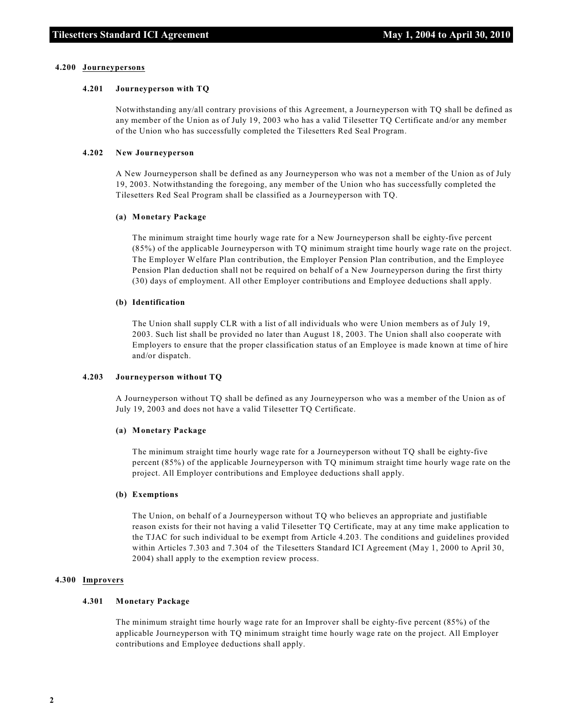## 4.200 Journeypersons

### 4.201 Journeyperson with TQ

Notwithstanding any/all contrary provisions of this Agreement, a Journeyperson with TQ shall be defined as any member of the Union as of July 19, 2003 who has a valid Tilesetter TQ Certificate and/or any member of the Union who has successfully completed the Tilesetters Red Seal Program.

### 4.202 New Journeyperson

A New Journeyperson shall be defined as any Journeyperson who was not a member of the Union as of July 19, 2003. Notwithstanding the foregoing, any member of the Union who has successfully completed the Tilesetters Red Seal Program shall be classified as a Journeyperson with TQ.

#### (a) Monetary Package

The minimum straight time hourly wage rate for a New Journeyperson shall be eighty-five percent (85%) of the applicable Journeyperson with TQ minimum straight time hourly wage rate on the project. The Employer Welfare Plan contribution, the Employer Pension Plan contribution, and the Employee Pension Plan deduction shall not be required on behalf of a New Journeyperson during the first thirty (30) days of employment. All other Employer contributions and Employee deductions shall apply.

#### (b) Identification

The Union shall supply CLR with a list of all individuals who were Union members as of July 19, 2003. Such list shall be provided no later than August 18, 2003. The Union shall also cooperate with Employers to ensure that the proper classification status of an Employee is made known at time of hire and/or dispatch.

### 4.203 Journeyperson without TQ

A Journeyperson without TQ shall be defined as any Journeyperson who was a member of the Union as of July 19, 2003 and does not have a valid Tilesetter TQ Certificate.

#### (a) Monetary Package

The minimum straight time hourly wage rate for a Journeyperson without TQ shall be eighty-five percent (85%) of the applicable Journeyperson with TQ minimum straight time hourly wage rate on the project. All Employer contributions and Employee deductions shall apply.

#### (b) Exemptions

The Union, on behalf of a Journeyperson without TQ who believes an appropriate and justifiable reason exists for their not having a valid Tilesetter TQ Certificate, may at any time make application to the TJAC for such individual to be exempt from Article 4.203. The conditions and guidelines provided within Articles 7.303 and 7.304 of the Tilesetters Standard ICI Agreement (May 1, 2000 to April 30, 2004) shall apply to the exemption review process.

## 4.300 Improvers

### 4.301 Monetary Package

The minimum straight time hourly wage rate for an Improver shall be eighty-five percent (85%) of the applicable Journeyperson with TQ minimum straight time hourly wage rate on the project. All Employer contributions and Employee deductions shall apply.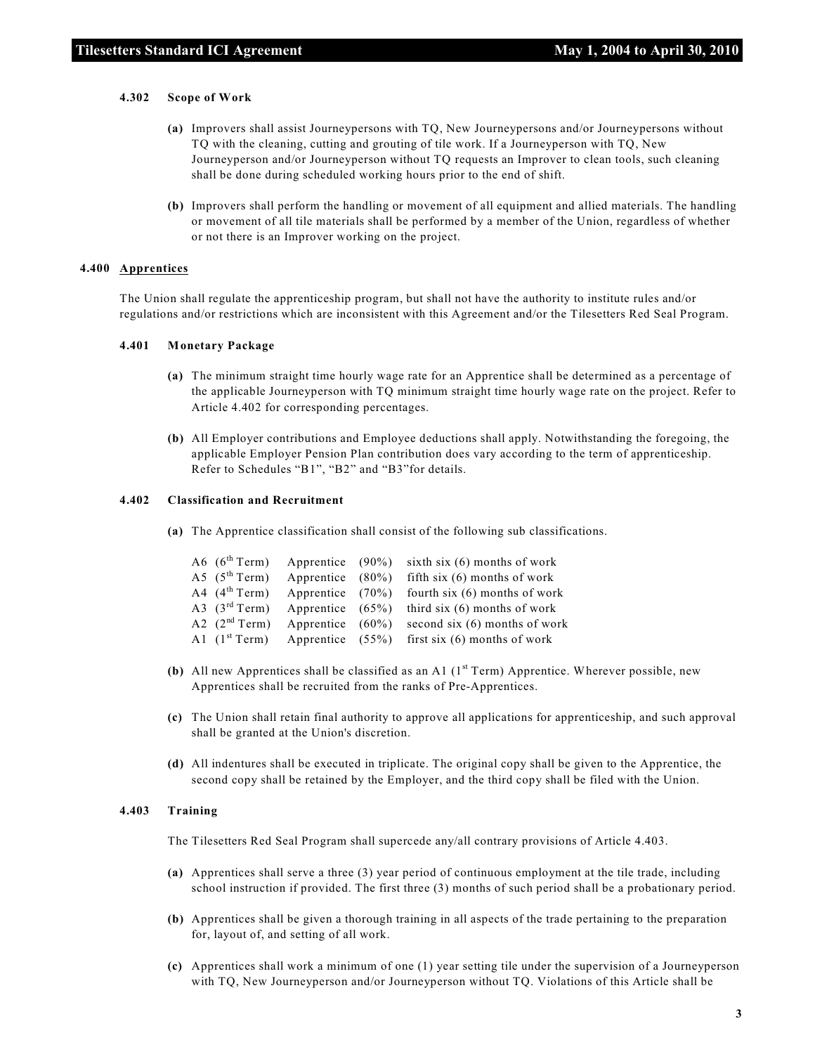#### 4.302 Scope of Work

**(a)** Improvers shall assist Journeypersons with TQ, New Journeypersons and/or Journeypersons without TQ with the cleaning, cutting and grouting of tile work. If a Journeyperson with TQ, New Journeyperson and/or Journeyperson without TQ requests an Improver to clean tools, such cleaning shall be done during scheduled working hours prior to the end of shift.

**(b)** Improvers shall perform the handling or movement of all equipment and allied materials. The handling or movement of all tile materials shall be performed by a member of the Union, regardless of whether or not there is an Improver working on the project.

### 4.400 Apprentices

The Union shall regulate the apprenticeship program, but shall not have the authority to institute rules and/or regulations and/or restrictions which are inconsistent with this Agreement and/or the Tilesetters Red Seal Program.

#### 4.401 Monetary Package

**(a)** The minimum straight time hourly wage rate for an Apprentice shall be determined as a percentage of the applicable Journeyperson with TQ minimum straight time hourly wage rate on the project. Refer to Article 4.402 for corresponding percentages.

**(b)** All Employer contributions and Employee deductions shall apply. Notwithstanding the foregoing, the applicable Employer Pension Plan contribution does vary according to the term of apprenticeship. Refer to Schedules "B1", "B2" and "B3"for details.

#### 4.402 Classification and Recruitment

**(a)** The Apprentice classification shall consist of the following sub classifications.

| | | | |
|---|---|---|---|
| A6 (6th Term) | Apprentice | (90%) | sixth six (6) months of work |
| A5 (5th Term) | Apprentice | (80%) | fifth six (6) months of work |
| A4 (4th Term) | Apprentice | (70%) | fourth six (6) months of work |
| A3 (3rd Term) | Apprentice | (65%) | third six (6) months of work |
| A2 (2nd Term) | Apprentice | (60%) | second six (6) months of work |
| A1 (1st Term) | Apprentice | (55%) | first six (6) months of work |

**(b)** All new Apprentices shall be classified as an A1 (1st Term) Apprentice. Wherever possible, new Apprentices shall be recruited from the ranks of Pre-Apprentices.

**(c)** The Union shall retain final authority to approve all applications for apprenticeship, and such approval shall be granted at the Union's discretion.

**(d)** All indentures shall be executed in triplicate. The original copy shall be given to the Apprentice, the second copy shall be retained by the Employer, and the third copy shall be filed with the Union.

#### 4.403 Training

The Tilesetters Red Seal Program shall supercede any/all contrary provisions of Article 4.403.

**(a)** Apprentices shall serve a three (3) year period of continuous employment at the tile trade, including school instruction if provided. The first three (3) months of such period shall be a probationary period.

**(b)** Apprentices shall be given a thorough training in all aspects of the trade pertaining to the preparation for, layout of, and setting of all work.

**(c)** Apprentices shall work a minimum of one (1) year setting tile under the supervision of a Journeyperson with TQ, New Journeyperson and/or Journeyperson without TQ. Violations of this Article shall be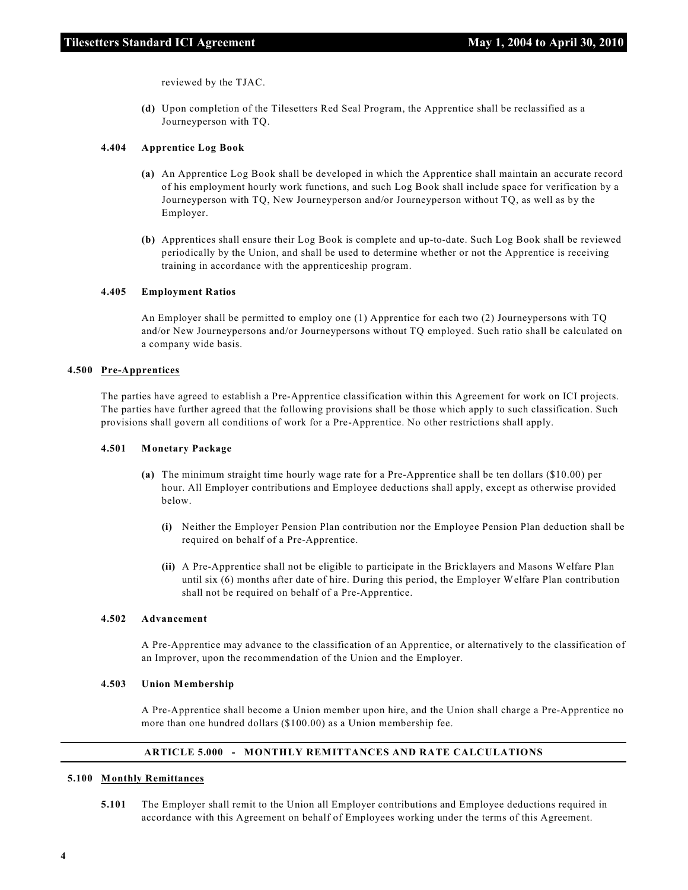reviewed by the TJAC.

**(d)** Upon completion of the Tilesetters Red Seal Program, the Apprentice shall be reclassified as a Journeyperson with TQ.

#### 4.404 Apprentice Log Book

**(a)** An Apprentice Log Book shall be developed in which the Apprentice shall maintain an accurate record of his employment hourly work functions, and such Log Book shall include space for verification by a Journeyperson with TQ, New Journeyperson and/or Journeyperson without TQ, as well as by the Employer.

**(b)** Apprentices shall ensure their Log Book is complete and up-to-date. Such Log Book shall be reviewed periodically by the Union, and shall be used to determine whether or not the Apprentice is receiving training in accordance with the apprenticeship program.

#### 4.405 Employment Ratios

An Employer shall be permitted to employ one (1) Apprentice for each two (2) Journeypersons with TQ and/or New Journeypersons and/or Journeypersons without TQ employed. Such ratio shall be calculated on a company wide basis.

### 4.500 Pre-Apprentices

The parties have agreed to establish a Pre-Apprentice classification within this Agreement for work on ICI projects. The parties have further agreed that the following provisions shall be those which apply to such classification. Such provisions shall govern all conditions of work for a Pre-Apprentice. No other restrictions shall apply.

#### 4.501 Monetary Package

**(a)** The minimum straight time hourly wage rate for a Pre-Apprentice shall be ten dollars ($10.00) per hour. All Employer contributions and Employee deductions shall apply, except as otherwise provided below.

- **(i)** Neither the Employer Pension Plan contribution nor the Employee Pension Plan deduction shall be required on behalf of a Pre-Apprentice.
- **(ii)** A Pre-Apprentice shall not be eligible to participate in the Bricklayers and Masons Welfare Plan until six (6) months after date of hire. During this period, the Employer Welfare Plan contribution shall not be required on behalf of a Pre-Apprentice.

#### 4.502 Advancement

A Pre-Apprentice may advance to the classification of an Apprentice, or alternatively to the classification of an Improver, upon the recommendation of the Union and the Employer.

#### 4.503 Union Membership

A Pre-Apprentice shall become a Union member upon hire, and the Union shall charge a Pre-Apprentice no more than one hundred dollars ($100.00) as a Union membership fee.

## ARTICLE 5.000 - MONTHLY REMITTANCES AND RATE CALCULATIONS

### 5.100 Monthly Remittances

**5.101** The Employer shall remit to the Union all Employer contributions and Employee deductions required in accordance with this Agreement on behalf of Employees working under the terms of this Agreement.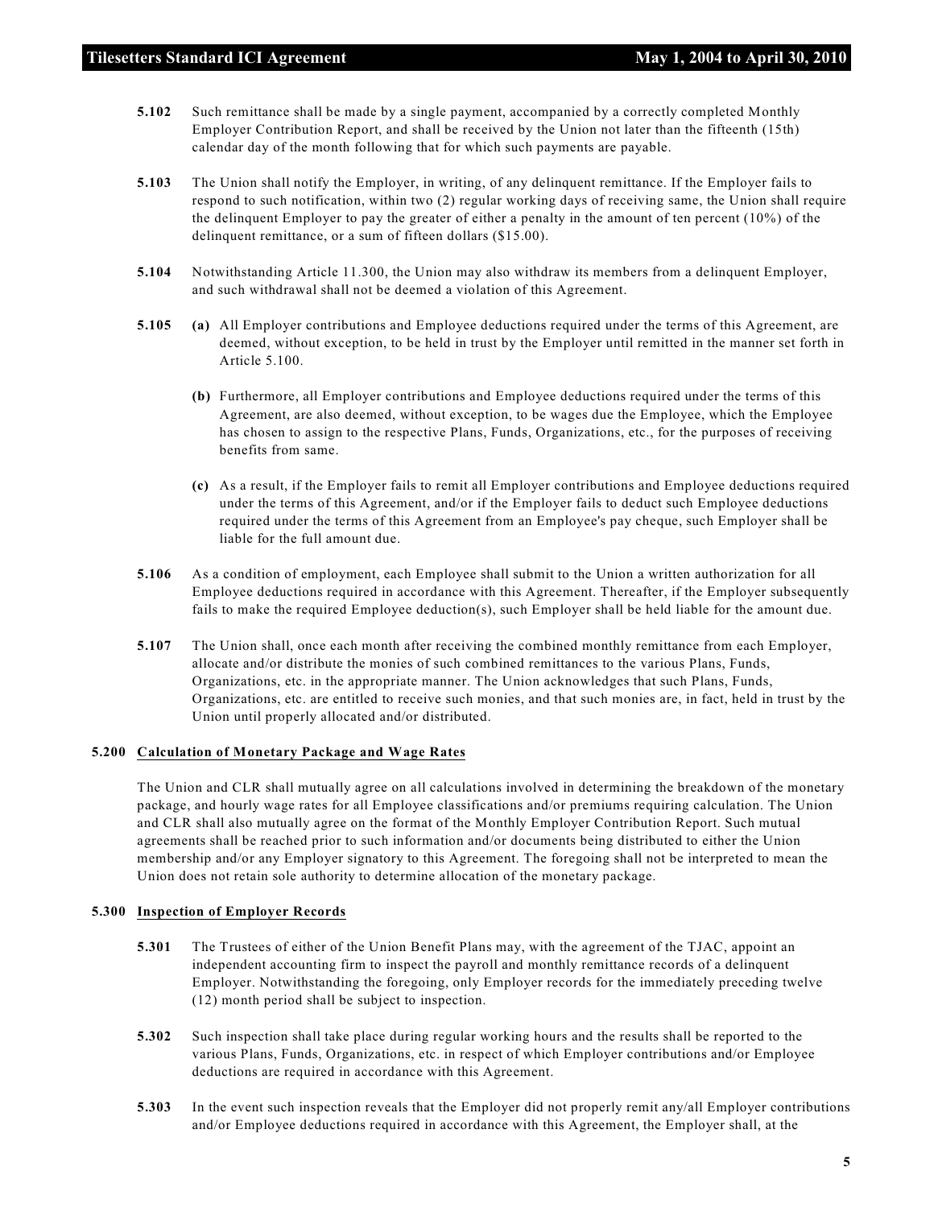**5.102** Such remittance shall be made by a single payment, accompanied by a correctly completed Monthly Employer Contribution Report, and shall be received by the Union not later than the fifteenth (15th) calendar day of the month following that for which such payments are payable.

**5.103** The Union shall notify the Employer, in writing, of any delinquent remittance. If the Employer fails to respond to such notification, within two (2) regular working days of receiving same, the Union shall require the delinquent Employer to pay the greater of either a penalty in the amount of ten percent (10%) of the delinquent remittance, or a sum of fifteen dollars ($15.00).

**5.104** Notwithstanding Article 11.300, the Union may also withdraw its members from a delinquent Employer, and such withdrawal shall not be deemed a violation of this Agreement.

**5.105** **(a)** All Employer contributions and Employee deductions required under the terms of this Agreement, are deemed, without exception, to be held in trust by the Employer until remitted in the manner set forth in Article 5.100.

**(b)** Furthermore, all Employer contributions and Employee deductions required under the terms of this Agreement, are also deemed, without exception, to be wages due the Employee, which the Employee has chosen to assign to the respective Plans, Funds, Organizations, etc., for the purposes of receiving benefits from same.

**(c)** As a result, if the Employer fails to remit all Employer contributions and Employee deductions required under the terms of this Agreement, and/or if the Employer fails to deduct such Employee deductions required under the terms of this Agreement from an Employee's pay cheque, such Employer shall be liable for the full amount due.

**5.106** As a condition of employment, each Employee shall submit to the Union a written authorization for all Employee deductions required in accordance with this Agreement. Thereafter, if the Employer subsequently fails to make the required Employee deduction(s), such Employer shall be held liable for the amount due.

**5.107** The Union shall, once each month after receiving the combined monthly remittance from each Employer, allocate and/or distribute the monies of such combined remittances to the various Plans, Funds, Organizations, etc. in the appropriate manner. The Union acknowledges that such Plans, Funds, Organizations, etc. are entitled to receive such monies, and that such monies are, in fact, held in trust by the Union until properly allocated and/or distributed.

**5.200 Calculation of Monetary Package and Wage Rates**

The Union and CLR shall mutually agree on all calculations involved in determining the breakdown of the monetary package, and hourly wage rates for all Employee classifications and/or premiums requiring calculation. The Union and CLR shall also mutually agree on the format of the Monthly Employer Contribution Report. Such mutual agreements shall be reached prior to such information and/or documents being distributed to either the Union membership and/or any Employer signatory to this Agreement. The foregoing shall not be interpreted to mean the Union does not retain sole authority to determine allocation of the monetary package.

**5.300 Inspection of Employer Records**

**5.301** The Trustees of either of the Union Benefit Plans may, with the agreement of the TJAC, appoint an independent accounting firm to inspect the payroll and monthly remittance records of a delinquent Employer. Notwithstanding the foregoing, only Employer records for the immediately preceding twelve (12) month period shall be subject to inspection.

**5.302** Such inspection shall take place during regular working hours and the results shall be reported to the various Plans, Funds, Organizations, etc. in respect of which Employer contributions and/or Employee deductions are required in accordance with this Agreement.

**5.303** In the event such inspection reveals that the Employer did not properly remit any/all Employer contributions and/or Employee deductions required in accordance with this Agreement, the Employer shall, at the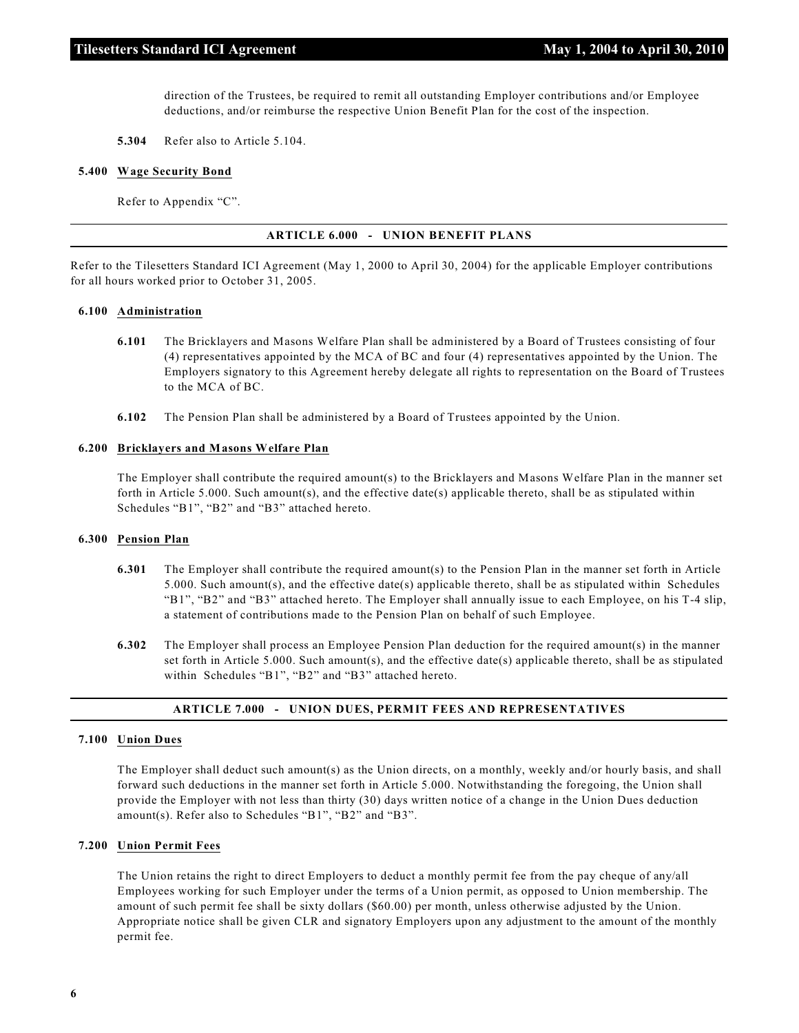direction of the Trustees, be required to remit all outstanding Employer contributions and/or Employee deductions, and/or reimburse the respective Union Benefit Plan for the cost of the inspection.

**5.304** Refer also to Article 5.104.

### 5.400 Wage Security Bond

Refer to Appendix "C".

---

## ARTICLE 6.000 - UNION BENEFIT PLANS

---

Refer to the Tilesetters Standard ICI Agreement (May 1, 2000 to April 30, 2004) for the applicable Employer contributions for all hours worked prior to October 31, 2005.

### 6.100 Administration

**6.101** The Bricklayers and Masons Welfare Plan shall be administered by a Board of Trustees consisting of four (4) representatives appointed by the MCA of BC and four (4) representatives appointed by the Union. The Employers signatory to this Agreement hereby delegate all rights to representation on the Board of Trustees to the MCA of BC.

**6.102** The Pension Plan shall be administered by a Board of Trustees appointed by the Union.

### 6.200 Bricklayers and Masons Welfare Plan

The Employer shall contribute the required amount(s) to the Bricklayers and Masons Welfare Plan in the manner set forth in Article 5.000. Such amount(s), and the effective date(s) applicable thereto, shall be as stipulated within Schedules "B1", "B2" and "B3" attached hereto.

### 6.300 Pension Plan

**6.301** The Employer shall contribute the required amount(s) to the Pension Plan in the manner set forth in Article 5.000. Such amount(s), and the effective date(s) applicable thereto, shall be as stipulated within Schedules "B1", "B2" and "B3" attached hereto. The Employer shall annually issue to each Employee, on his T-4 slip, a statement of contributions made to the Pension Plan on behalf of such Employee.

**6.302** The Employer shall process an Employee Pension Plan deduction for the required amount(s) in the manner set forth in Article 5.000. Such amount(s), and the effective date(s) applicable thereto, shall be as stipulated within Schedules "B1", "B2" and "B3" attached hereto.

---

## ARTICLE 7.000 - UNION DUES, PERMIT FEES AND REPRESENTATIVES

---

### 7.100 Union Dues

The Employer shall deduct such amount(s) as the Union directs, on a monthly, weekly and/or hourly basis, and shall forward such deductions in the manner set forth in Article 5.000. Notwithstanding the foregoing, the Union shall provide the Employer with not less than thirty (30) days written notice of a change in the Union Dues deduction amount(s). Refer also to Schedules "B1", "B2" and "B3".

### 7.200 Union Permit Fees

The Union retains the right to direct Employers to deduct a monthly permit fee from the pay cheque of any/all Employees working for such Employer under the terms of a Union permit, as opposed to Union membership. The amount of such permit fee shall be sixty dollars ($60.00) per month, unless otherwise adjusted by the Union. Appropriate notice shall be given CLR and signatory Employers upon any adjustment to the amount of the monthly permit fee.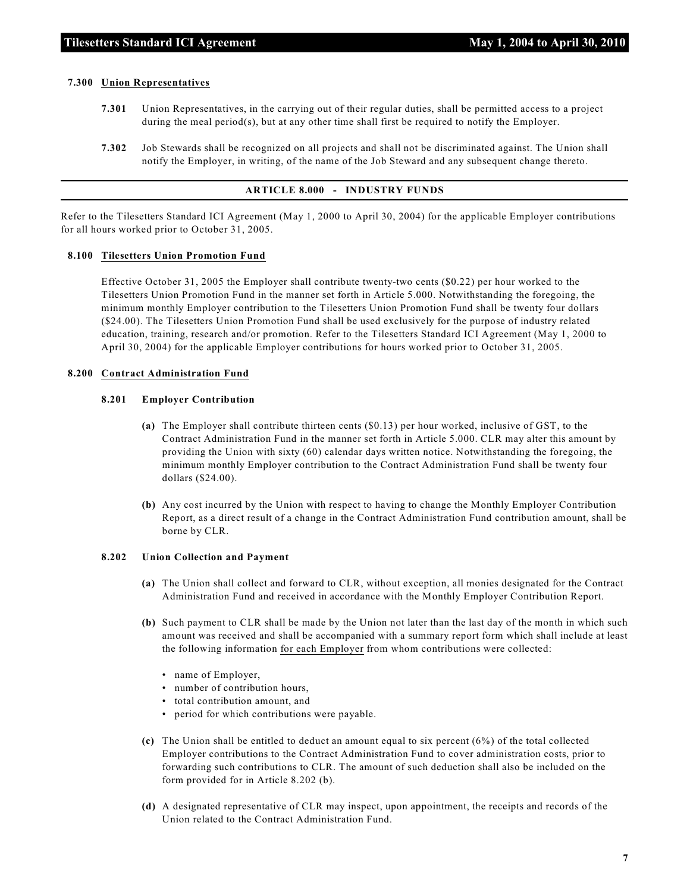### 7.300 Union Representatives

**7.301** Union Representatives, in the carrying out of their regular duties, shall be permitted access to a project during the meal period(s), but at any other time shall first be required to notify the Employer.

**7.302** Job Stewards shall be recognized on all projects and shall not be discriminated against. The Union shall notify the Employer, in writing, of the name of the Job Steward and any subsequent change thereto.

## ARTICLE 8.000 - INDUSTRY FUNDS

Refer to the Tilesetters Standard ICI Agreement (May 1, 2000 to April 30, 2004) for the applicable Employer contributions for all hours worked prior to October 31, 2005.

### 8.100 Tilesetters Union Promotion Fund

Effective October 31, 2005 the Employer shall contribute twenty-two cents ($0.22) per hour worked to the Tilesetters Union Promotion Fund in the manner set forth in Article 5.000. Notwithstanding the foregoing, the minimum monthly Employer contribution to the Tilesetters Union Promotion Fund shall be twenty four dollars ($24.00). The Tilesetters Union Promotion Fund shall be used exclusively for the purpose of industry related education, training, research and/or promotion. Refer to the Tilesetters Standard ICI Agreement (May 1, 2000 to April 30, 2004) for the applicable Employer contributions for hours worked prior to October 31, 2005.

### 8.200 Contract Administration Fund

#### 8.201 Employer Contribution

**(a)** The Employer shall contribute thirteen cents ($0.13) per hour worked, inclusive of GST, to the Contract Administration Fund in the manner set forth in Article 5.000. CLR may alter this amount by providing the Union with sixty (60) calendar days written notice. Notwithstanding the foregoing, the minimum monthly Employer contribution to the Contract Administration Fund shall be twenty four dollars ($24.00).

**(b)** Any cost incurred by the Union with respect to having to change the Monthly Employer Contribution Report, as a direct result of a change in the Contract Administration Fund contribution amount, shall be borne by CLR.

#### 8.202 Union Collection and Payment

**(a)** The Union shall collect and forward to CLR, without exception, all monies designated for the Contract Administration Fund and received in accordance with the Monthly Employer Contribution Report.

**(b)** Such payment to CLR shall be made by the Union not later than the last day of the month in which such amount was received and shall be accompanied with a summary report form which shall include at least the following information for each Employer from whom contributions were collected:

- name of Employer,
- number of contribution hours,
- total contribution amount, and
- period for which contributions were payable.

**(c)** The Union shall be entitled to deduct an amount equal to six percent (6%) of the total collected Employer contributions to the Contract Administration Fund to cover administration costs, prior to forwarding such contributions to CLR. The amount of such deduction shall also be included on the form provided for in Article 8.202 (b).

**(d)** A designated representative of CLR may inspect, upon appointment, the receipts and records of the Union related to the Contract Administration Fund.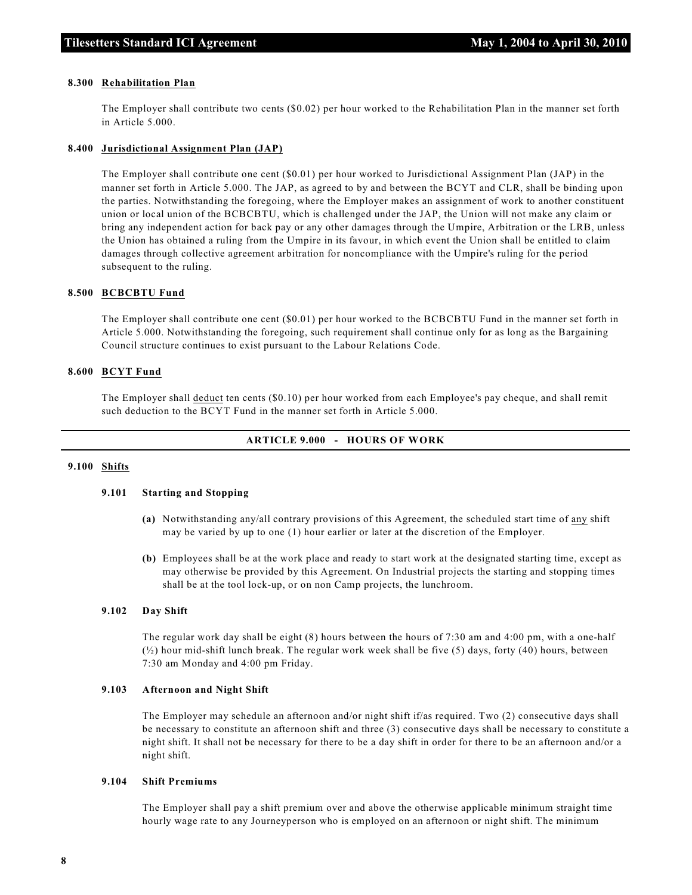#### 8.300 Rehabilitation Plan

The Employer shall contribute two cents ($0.02) per hour worked to the Rehabilitation Plan in the manner set forth in Article 5.000.

#### 8.400 Jurisdictional Assignment Plan (JAP)

The Employer shall contribute one cent ($0.01) per hour worked to Jurisdictional Assignment Plan (JAP) in the manner set forth in Article 5.000. The JAP, as agreed to by and between the BCYT and CLR, shall be binding upon the parties. Notwithstanding the foregoing, where the Employer makes an assignment of work to another constituent union or local union of the BCBCBTU, which is challenged under the JAP, the Union will not make any claim or bring any independent action for back pay or any other damages through the Umpire, Arbitration or the LRB, unless the Union has obtained a ruling from the Umpire in its favour, in which event the Union shall be entitled to claim damages through collective agreement arbitration for noncompliance with the Umpire's ruling for the period subsequent to the ruling.

#### 8.500 BCBCBTU Fund

The Employer shall contribute one cent ($0.01) per hour worked to the BCBCBTU Fund in the manner set forth in Article 5.000. Notwithstanding the foregoing, such requirement shall continue only for as long as the Bargaining Council structure continues to exist pursuant to the Labour Relations Code.

#### 8.600 BCYT Fund

The Employer shall deduct ten cents ($0.10) per hour worked from each Employee's pay cheque, and shall remit such deduction to the BCYT Fund in the manner set forth in Article 5.000.

## ARTICLE 9.000 - HOURS OF WORK

### 9.100 Shifts

#### 9.101 Starting and Stopping

**(a)** Notwithstanding any/all contrary provisions of this Agreement, the scheduled start time of any shift may be varied by up to one (1) hour earlier or later at the discretion of the Employer.

**(b)** Employees shall be at the work place and ready to start work at the designated starting time, except as may otherwise be provided by this Agreement. On Industrial projects the starting and stopping times shall be at the tool lock-up, or on non Camp projects, the lunchroom.

#### 9.102 Day Shift

The regular work day shall be eight (8) hours between the hours of 7:30 am and 4:00 pm, with a one-half (½) hour mid-shift lunch break. The regular work week shall be five (5) days, forty (40) hours, between 7:30 am Monday and 4:00 pm Friday.

#### 9.103 Afternoon and Night Shift

The Employer may schedule an afternoon and/or night shift if/as required. Two (2) consecutive days shall be necessary to constitute an afternoon shift and three (3) consecutive days shall be necessary to constitute a night shift. It shall not be necessary for there to be a day shift in order for there to be an afternoon and/or a night shift.

#### 9.104 Shift Premiums

The Employer shall pay a shift premium over and above the otherwise applicable minimum straight time hourly wage rate to any Journeyperson who is employed on an afternoon or night shift. The minimum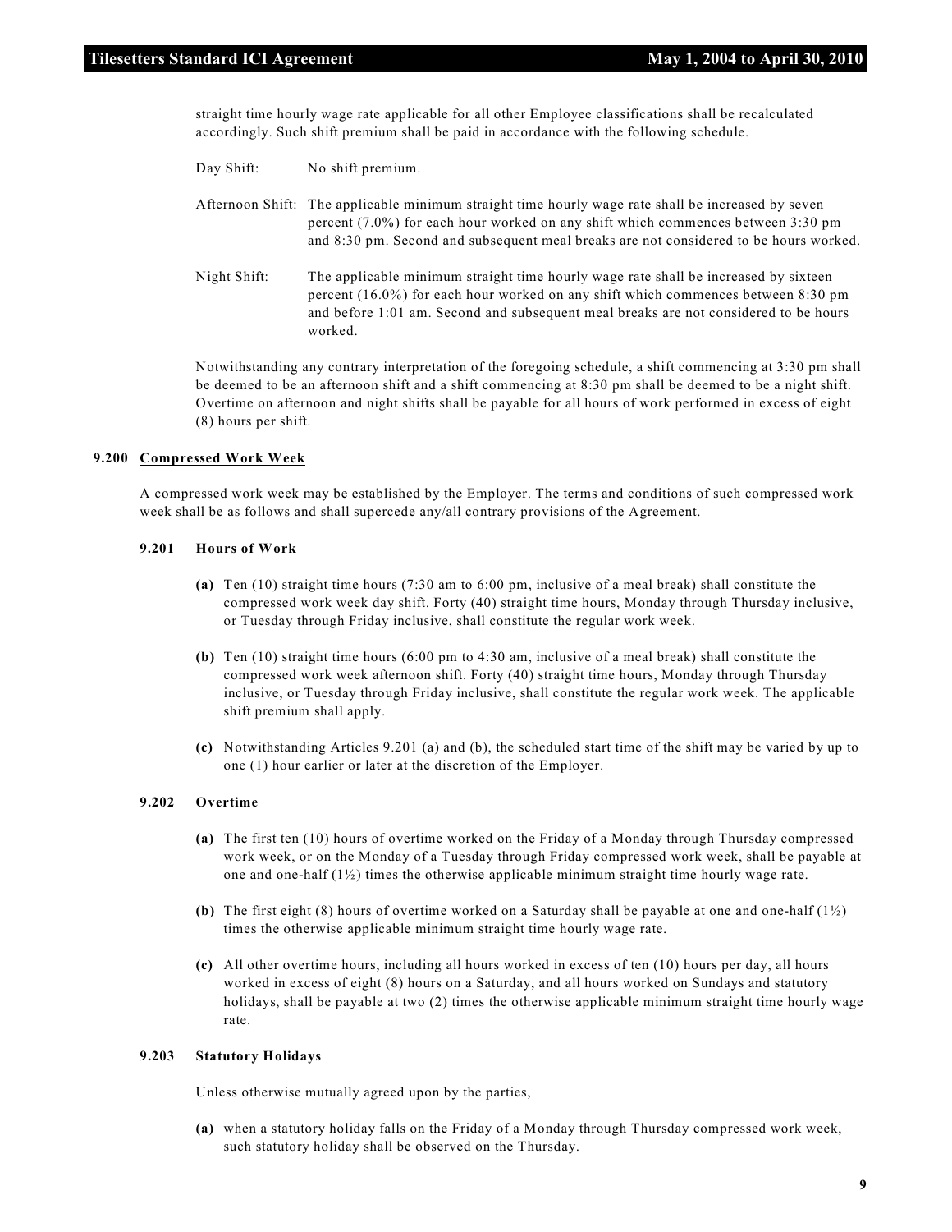straight time hourly wage rate applicable for all other Employee classifications shall be recalculated accordingly. Such shift premium shall be paid in accordance with the following schedule.

Day Shift: No shift premium.

Afternoon Shift: The applicable minimum straight time hourly wage rate shall be increased by seven percent (7.0%) for each hour worked on any shift which commences between 3:30 pm and 8:30 pm. Second and subsequent meal breaks are not considered to be hours worked.

Night Shift: The applicable minimum straight time hourly wage rate shall be increased by sixteen percent (16.0%) for each hour worked on any shift which commences between 8:30 pm and before 1:01 am. Second and subsequent meal breaks are not considered to be hours worked.

Notwithstanding any contrary interpretation of the foregoing schedule, a shift commencing at 3:30 pm shall be deemed to be an afternoon shift and a shift commencing at 8:30 pm shall be deemed to be a night shift. Overtime on afternoon and night shifts shall be payable for all hours of work performed in excess of eight (8) hours per shift.

**9.200 Compressed Work Week**

A compressed work week may be established by the Employer. The terms and conditions of such compressed work week shall be as follows and shall supercede any/all contrary provisions of the Agreement.

**9.201 Hours of Work**

**(a)** Ten (10) straight time hours (7:30 am to 6:00 pm, inclusive of a meal break) shall constitute the compressed work week day shift. Forty (40) straight time hours, Monday through Thursday inclusive, or Tuesday through Friday inclusive, shall constitute the regular work week.

**(b)** Ten (10) straight time hours (6:00 pm to 4:30 am, inclusive of a meal break) shall constitute the compressed work week afternoon shift. Forty (40) straight time hours, Monday through Thursday inclusive, or Tuesday through Friday inclusive, shall constitute the regular work week. The applicable shift premium shall apply.

**(c)** Notwithstanding Articles 9.201 (a) and (b), the scheduled start time of the shift may be varied by up to one (1) hour earlier or later at the discretion of the Employer.

**9.202 Overtime**

**(a)** The first ten (10) hours of overtime worked on the Friday of a Monday through Thursday compressed work week, or on the Monday of a Tuesday through Friday compressed work week, shall be payable at one and one-half (1½) times the otherwise applicable minimum straight time hourly wage rate.

**(b)** The first eight (8) hours of overtime worked on a Saturday shall be payable at one and one-half (1½) times the otherwise applicable minimum straight time hourly wage rate.

**(c)** All other overtime hours, including all hours worked in excess of ten (10) hours per day, all hours worked in excess of eight (8) hours on a Saturday, and all hours worked on Sundays and statutory holidays, shall be payable at two (2) times the otherwise applicable minimum straight time hourly wage rate.

**9.203 Statutory Holidays**

Unless otherwise mutually agreed upon by the parties,

**(a)** when a statutory holiday falls on the Friday of a Monday through Thursday compressed work week, such statutory holiday shall be observed on the Thursday.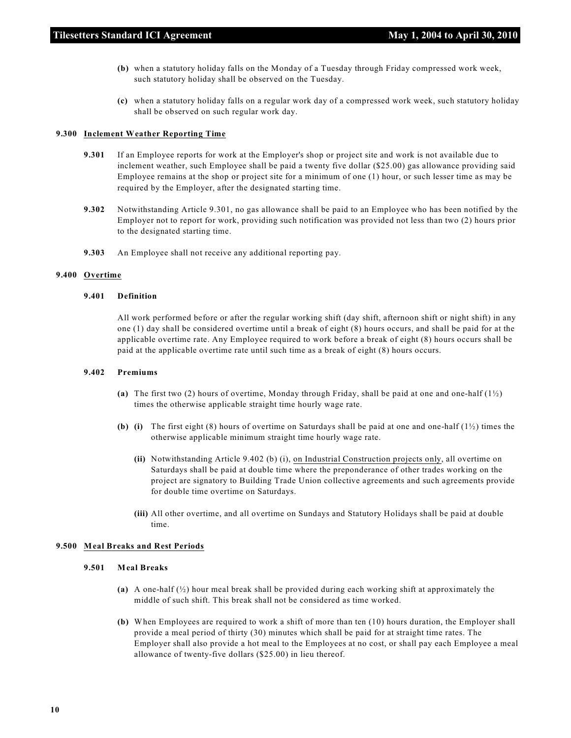**(b)** when a statutory holiday falls on the Monday of a Tuesday through Friday compressed work week, such statutory holiday shall be observed on the Tuesday.

**(c)** when a statutory holiday falls on a regular work day of a compressed work week, such statutory holiday shall be observed on such regular work day.

### 9.300 Inclement Weather Reporting Time

**9.301** If an Employee reports for work at the Employer's shop or project site and work is not available due to inclement weather, such Employee shall be paid a twenty five dollar ($25.00) gas allowance providing said Employee remains at the shop or project site for a minimum of one (1) hour, or such lesser time as may be required by the Employer, after the designated starting time.

**9.302** Notwithstanding Article 9.301, no gas allowance shall be paid to an Employee who has been notified by the Employer not to report for work, providing such notification was provided not less than two (2) hours prior to the designated starting time.

**9.303** An Employee shall not receive any additional reporting pay.

### 9.400 Overtime

#### 9.401 Definition

All work performed before or after the regular working shift (day shift, afternoon shift or night shift) in any one (1) day shall be considered overtime until a break of eight (8) hours occurs, and shall be paid for at the applicable overtime rate. Any Employee required to work before a break of eight (8) hours occurs shall be paid at the applicable overtime rate until such time as a break of eight (8) hours occurs.

#### 9.402 Premiums

**(a)** The first two (2) hours of overtime, Monday through Friday, shall be paid at one and one-half (1½) times the otherwise applicable straight time hourly wage rate.

**(b)** **(i)** The first eight (8) hours of overtime on Saturdays shall be paid at one and one-half (1½) times the otherwise applicable minimum straight time hourly wage rate.

**(ii)** Notwithstanding Article 9.402 (b) (i), on Industrial Construction projects only, all overtime on Saturdays shall be paid at double time where the preponderance of other trades working on the project are signatory to Building Trade Union collective agreements and such agreements provide for double time overtime on Saturdays.

**(iii)** All other overtime, and all overtime on Sundays and Statutory Holidays shall be paid at double time.

### 9.500 Meal Breaks and Rest Periods

#### 9.501 Meal Breaks

**(a)** A one-half (½) hour meal break shall be provided during each working shift at approximately the middle of such shift. This break shall not be considered as time worked.

**(b)** When Employees are required to work a shift of more than ten (10) hours duration, the Employer shall provide a meal period of thirty (30) minutes which shall be paid for at straight time rates. The Employer shall also provide a hot meal to the Employees at no cost, or shall pay each Employee a meal allowance of twenty-five dollars ($25.00) in lieu thereof.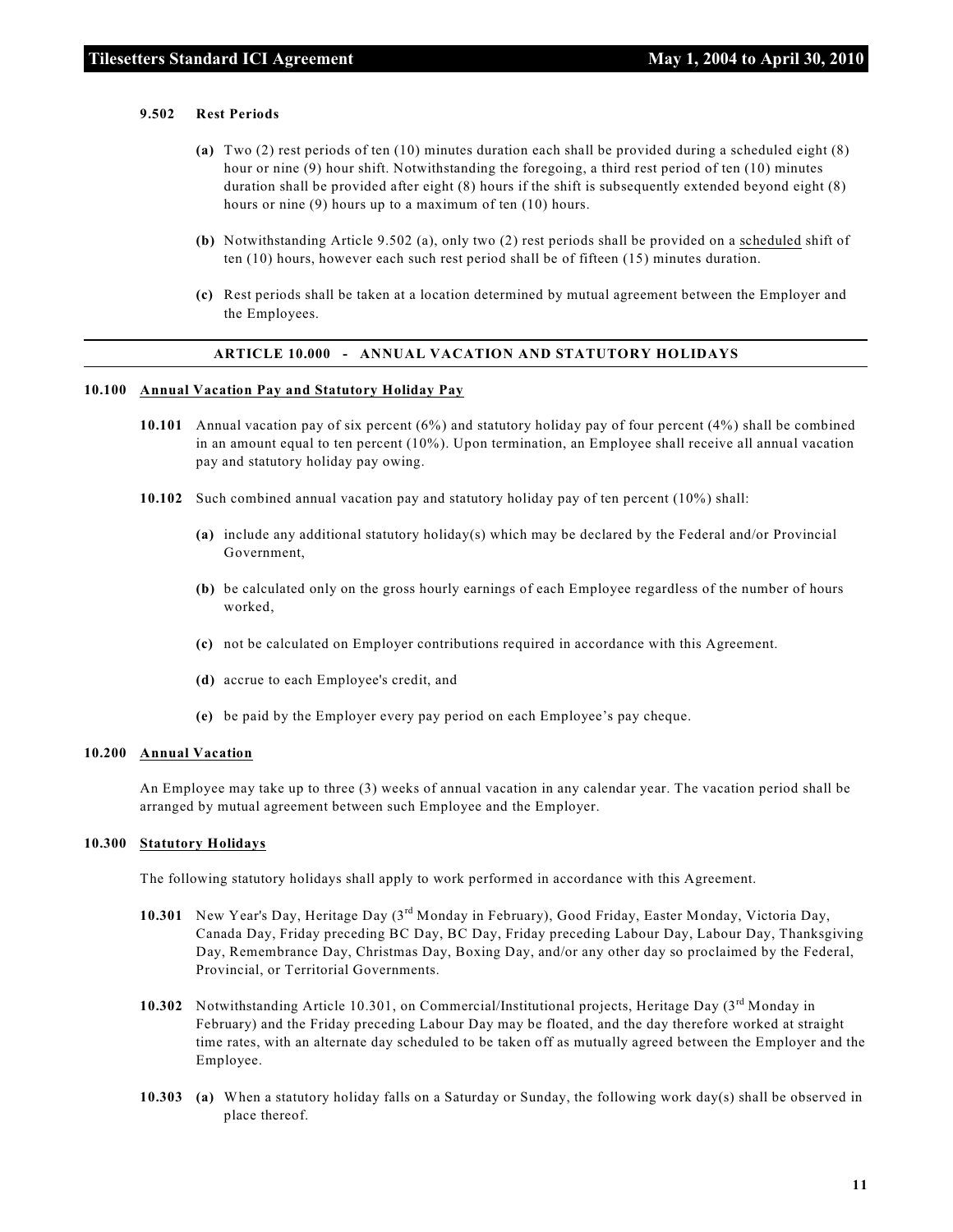#### 9.502 Rest Periods

**(a)** Two (2) rest periods of ten (10) minutes duration each shall be provided during a scheduled eight (8) hour or nine (9) hour shift. Notwithstanding the foregoing, a third rest period of ten (10) minutes duration shall be provided after eight (8) hours if the shift is subsequently extended beyond eight (8) hours or nine (9) hours up to a maximum of ten (10) hours.

**(b)** Notwithstanding Article 9.502 (a), only two (2) rest periods shall be provided on a scheduled shift of ten (10) hours, however each such rest period shall be of fifteen (15) minutes duration.

**(c)** Rest periods shall be taken at a location determined by mutual agreement between the Employer and the Employees.

## ARTICLE 10.000 - ANNUAL VACATION AND STATUTORY HOLIDAYS

### 10.100 Annual Vacation Pay and Statutory Holiday Pay

**10.101** Annual vacation pay of six percent (6%) and statutory holiday pay of four percent (4%) shall be combined in an amount equal to ten percent (10%). Upon termination, an Employee shall receive all annual vacation pay and statutory holiday pay owing.

**10.102** Such combined annual vacation pay and statutory holiday pay of ten percent (10%) shall:

**(a)** include any additional statutory holiday(s) which may be declared by the Federal and/or Provincial Government,

**(b)** be calculated only on the gross hourly earnings of each Employee regardless of the number of hours worked,

**(c)** not be calculated on Employer contributions required in accordance with this Agreement.

**(d)** accrue to each Employee's credit, and

**(e)** be paid by the Employer every pay period on each Employee's pay cheque.

### 10.200 Annual Vacation

An Employee may take up to three (3) weeks of annual vacation in any calendar year. The vacation period shall be arranged by mutual agreement between such Employee and the Employer.

### 10.300 Statutory Holidays

The following statutory holidays shall apply to work performed in accordance with this Agreement.

**10.301** New Year's Day, Heritage Day (3rd Monday in February), Good Friday, Easter Monday, Victoria Day, Canada Day, Friday preceding BC Day, BC Day, Friday preceding Labour Day, Labour Day, Thanksgiving Day, Remembrance Day, Christmas Day, Boxing Day, and/or any other day so proclaimed by the Federal, Provincial, or Territorial Governments.

**10.302** Notwithstanding Article 10.301, on Commercial/Institutional projects, Heritage Day (3rd Monday in February) and the Friday preceding Labour Day may be floated, and the day therefore worked at straight time rates, with an alternate day scheduled to be taken off as mutually agreed between the Employer and the Employee.

**10.303** **(a)** When a statutory holiday falls on a Saturday or Sunday, the following work day(s) shall be observed in place thereof.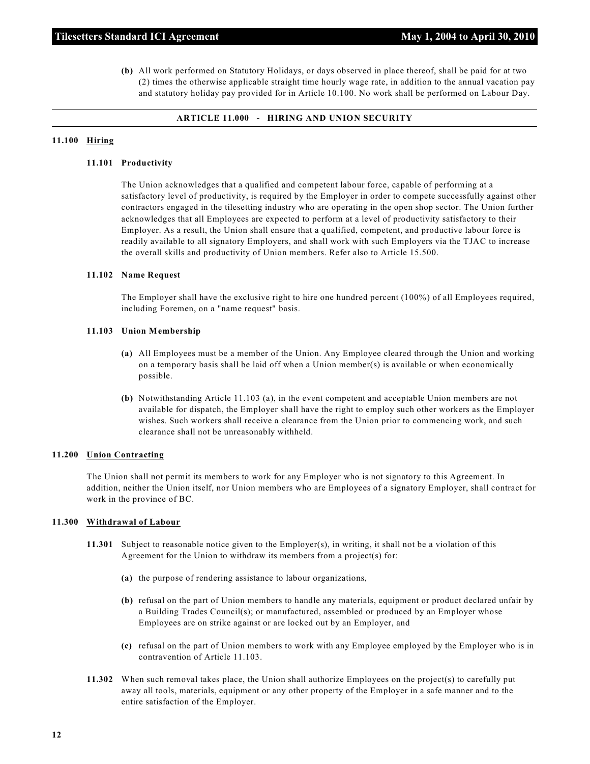**(b)** All work performed on Statutory Holidays, or days observed in place thereof, shall be paid for at two (2) times the otherwise applicable straight time hourly wage rate, in addition to the annual vacation pay and statutory holiday pay provided for in Article 10.100. No work shall be performed on Labour Day.

## ARTICLE 11.000 - HIRING AND UNION SECURITY

### 11.100 Hiring

#### 11.101 Productivity

The Union acknowledges that a qualified and competent labour force, capable of performing at a satisfactory level of productivity, is required by the Employer in order to compete successfully against other contractors engaged in the tilesetting industry who are operating in the open shop sector. The Union further acknowledges that all Employees are expected to perform at a level of productivity satisfactory to their Employer. As a result, the Union shall ensure that a qualified, competent, and productive labour force is readily available to all signatory Employers, and shall work with such Employers via the TJAC to increase the overall skills and productivity of Union members. Refer also to Article 15.500.

#### 11.102 Name Request

The Employer shall have the exclusive right to hire one hundred percent (100%) of all Employees required, including Foremen, on a "name request" basis.

#### 11.103 Union Membership

**(a)** All Employees must be a member of the Union. Any Employee cleared through the Union and working on a temporary basis shall be laid off when a Union member(s) is available or when economically possible.

**(b)** Notwithstanding Article 11.103 (a), in the event competent and acceptable Union members are not available for dispatch, the Employer shall have the right to employ such other workers as the Employer wishes. Such workers shall receive a clearance from the Union prior to commencing work, and such clearance shall not be unreasonably withheld.

### 11.200 Union Contracting

The Union shall not permit its members to work for any Employer who is not signatory to this Agreement. In addition, neither the Union itself, nor Union members who are Employees of a signatory Employer, shall contract for work in the province of BC.

### 11.300 Withdrawal of Labour

**11.301** Subject to reasonable notice given to the Employer(s), in writing, it shall not be a violation of this Agreement for the Union to withdraw its members from a project(s) for:

**(a)** the purpose of rendering assistance to labour organizations,

**(b)** refusal on the part of Union members to handle any materials, equipment or product declared unfair by a Building Trades Council(s); or manufactured, assembled or produced by an Employer whose Employees are on strike against or are locked out by an Employer, and

**(c)** refusal on the part of Union members to work with any Employee employed by the Employer who is in contravention of Article 11.103.

**11.302** When such removal takes place, the Union shall authorize Employees on the project(s) to carefully put away all tools, materials, equipment or any other property of the Employer in a safe manner and to the entire satisfaction of the Employer.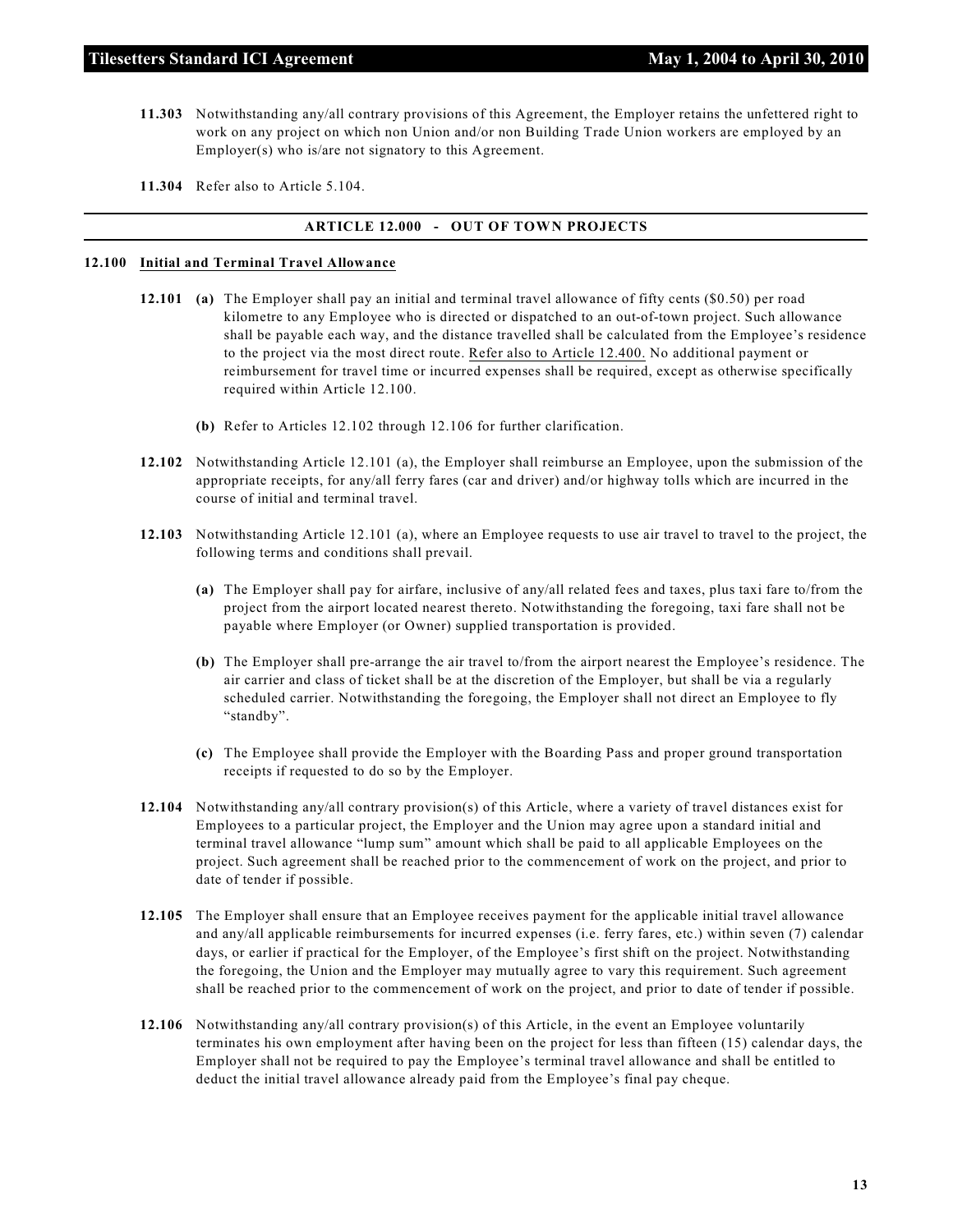**11.303** Notwithstanding any/all contrary provisions of this Agreement, the Employer retains the unfettered right to work on any project on which non Union and/or non Building Trade Union workers are employed by an Employer(s) who is/are not signatory to this Agreement.

**11.304** Refer also to Article 5.104.

## ARTICLE 12.000 - OUT OF TOWN PROJECTS

### 12.100 Initial and Terminal Travel Allowance

**12.101** **(a)** The Employer shall pay an initial and terminal travel allowance of fifty cents ($0.50) per road kilometre to any Employee who is directed or dispatched to an out-of-town project. Such allowance shall be payable each way, and the distance travelled shall be calculated from the Employee's residence to the project via the most direct route. Refer also to Article 12.400. No additional payment or reimbursement for travel time or incurred expenses shall be required, except as otherwise specifically required within Article 12.100.

**(b)** Refer to Articles 12.102 through 12.106 for further clarification.

**12.102** Notwithstanding Article 12.101 (a), the Employer shall reimburse an Employee, upon the submission of the appropriate receipts, for any/all ferry fares (car and driver) and/or highway tolls which are incurred in the course of initial and terminal travel.

**12.103** Notwithstanding Article 12.101 (a), where an Employee requests to use air travel to travel to the project, the following terms and conditions shall prevail.

**(a)** The Employer shall pay for airfare, inclusive of any/all related fees and taxes, plus taxi fare to/from the project from the airport located nearest thereto. Notwithstanding the foregoing, taxi fare shall not be payable where Employer (or Owner) supplied transportation is provided.

**(b)** The Employer shall pre-arrange the air travel to/from the airport nearest the Employee's residence. The air carrier and class of ticket shall be at the discretion of the Employer, but shall be via a regularly scheduled carrier. Notwithstanding the foregoing, the Employer shall not direct an Employee to fly "standby".

**(c)** The Employee shall provide the Employer with the Boarding Pass and proper ground transportation receipts if requested to do so by the Employer.

**12.104** Notwithstanding any/all contrary provision(s) of this Article, where a variety of travel distances exist for Employees to a particular project, the Employer and the Union may agree upon a standard initial and terminal travel allowance "lump sum" amount which shall be paid to all applicable Employees on the project. Such agreement shall be reached prior to the commencement of work on the project, and prior to date of tender if possible.

**12.105** The Employer shall ensure that an Employee receives payment for the applicable initial travel allowance and any/all applicable reimbursements for incurred expenses (i.e. ferry fares, etc.) within seven (7) calendar days, or earlier if practical for the Employer, of the Employee's first shift on the project. Notwithstanding the foregoing, the Union and the Employer may mutually agree to vary this requirement. Such agreement shall be reached prior to the commencement of work on the project, and prior to date of tender if possible.

**12.106** Notwithstanding any/all contrary provision(s) of this Article, in the event an Employee voluntarily terminates his own employment after having been on the project for less than fifteen (15) calendar days, the Employer shall not be required to pay the Employee's terminal travel allowance and shall be entitled to deduct the initial travel allowance already paid from the Employee's final pay cheque.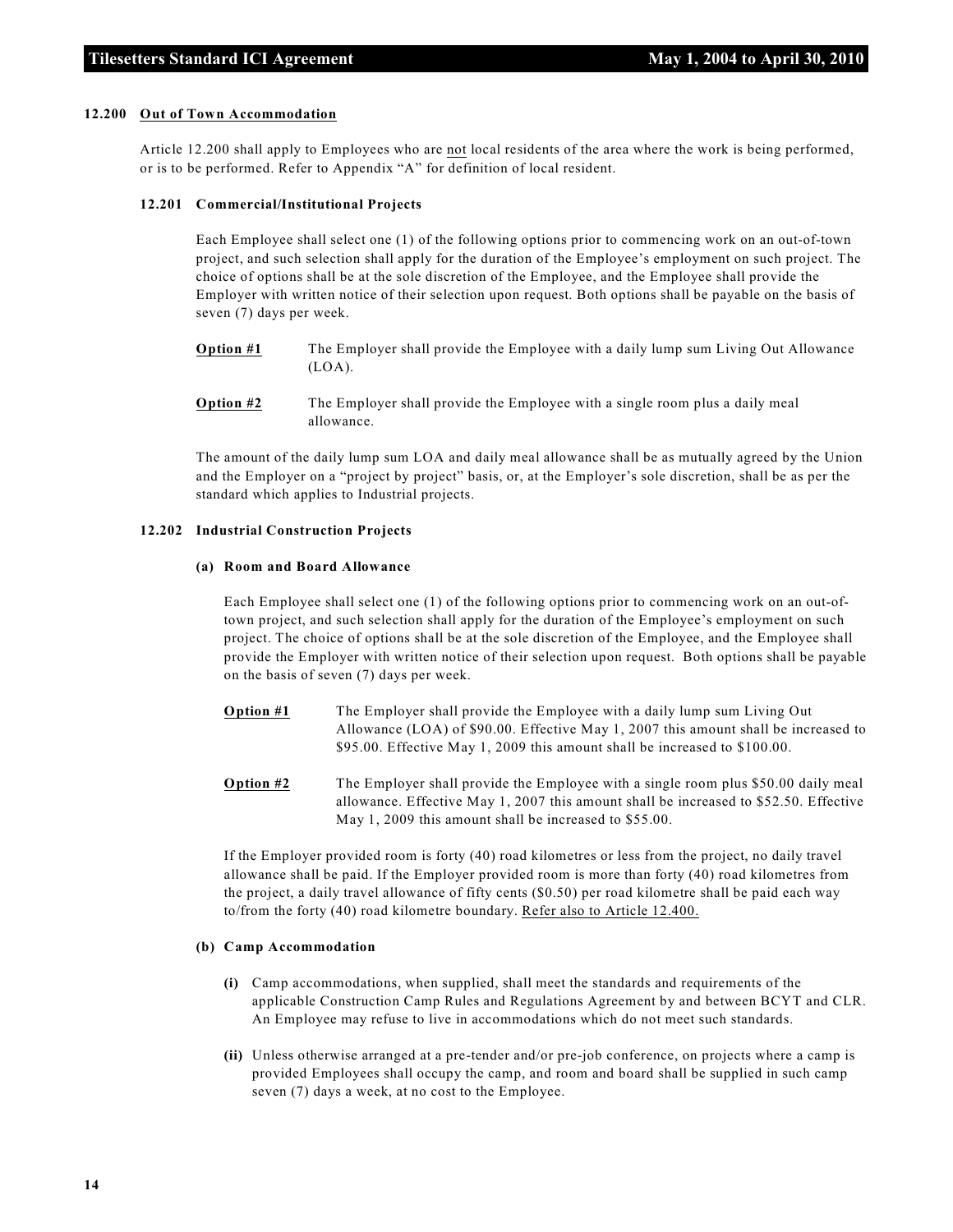### 12.200 Out of Town Accommodation

Article 12.200 shall apply to Employees who are not local residents of the area where the work is being performed, or is to be performed. Refer to Appendix "A" for definition of local resident.

#### 12.201 Commercial/Institutional Projects

Each Employee shall select one (1) of the following options prior to commencing work on an out-of-town project, and such selection shall apply for the duration of the Employee's employment on such project. The choice of options shall be at the sole discretion of the Employee, and the Employee shall provide the Employer with written notice of their selection upon request. Both options shall be payable on the basis of seven (7) days per week.

**Option #1** The Employer shall provide the Employee with a daily lump sum Living Out Allowance (LOA).

**Option #2** The Employer shall provide the Employee with a single room plus a daily meal allowance.

The amount of the daily lump sum LOA and daily meal allowance shall be as mutually agreed by the Union and the Employer on a "project by project" basis, or, at the Employer's sole discretion, shall be as per the standard which applies to Industrial projects.

#### 12.202 Industrial Construction Projects

**(a) Room and Board Allowance**

Each Employee shall select one (1) of the following options prior to commencing work on an out-of-town project, and such selection shall apply for the duration of the Employee's employment on such project. The choice of options shall be at the sole discretion of the Employee, and the Employee shall provide the Employer with written notice of their selection upon request. Both options shall be payable on the basis of seven (7) days per week.

**Option #1** The Employer shall provide the Employee with a daily lump sum Living Out Allowance (LOA) of $90.00. Effective May 1, 2007 this amount shall be increased to $95.00. Effective May 1, 2009 this amount shall be increased to $100.00.

**Option #2** The Employer shall provide the Employee with a single room plus $50.00 daily meal allowance. Effective May 1, 2007 this amount shall be increased to $52.50. Effective May 1, 2009 this amount shall be increased to $55.00.

If the Employer provided room is forty (40) road kilometres or less from the project, no daily travel allowance shall be paid. If the Employer provided room is more than forty (40) road kilometres from the project, a daily travel allowance of fifty cents ($0.50) per road kilometre shall be paid each way to/from the forty (40) road kilometre boundary. Refer also to Article 12.400.

**(b) Camp Accommodation**

**(i)** Camp accommodations, when supplied, shall meet the standards and requirements of the applicable Construction Camp Rules and Regulations Agreement by and between BCYT and CLR. An Employee may refuse to live in accommodations which do not meet such standards.

**(ii)** Unless otherwise arranged at a pre-tender and/or pre-job conference, on projects where a camp is provided Employees shall occupy the camp, and room and board shall be supplied in such camp seven (7) days a week, at no cost to the Employee.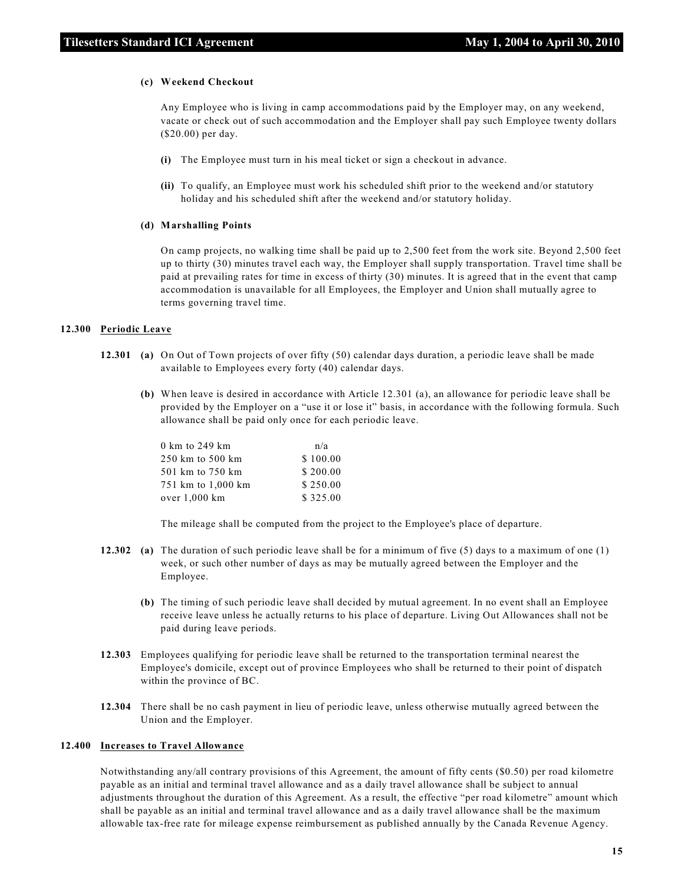**(c) Weekend Checkout**

Any Employee who is living in camp accommodations paid by the Employer may, on any weekend, vacate or check out of such accommodation and the Employer shall pay such Employee twenty dollars ($20.00) per day.

**(i)** The Employee must turn in his meal ticket or sign a checkout in advance.

**(ii)** To qualify, an Employee must work his scheduled shift prior to the weekend and/or statutory holiday and his scheduled shift after the weekend and/or statutory holiday.

**(d) Marshalling Points**

On camp projects, no walking time shall be paid up to 2,500 feet from the work site. Beyond 2,500 feet up to thirty (30) minutes travel each way, the Employer shall supply transportation. Travel time shall be paid at prevailing rates for time in excess of thirty (30) minutes. It is agreed that in the event that camp accommodation is unavailable for all Employees, the Employer and Union shall mutually agree to terms governing travel time.

**12.300 Periodic Leave**

**12.301 (a)** On Out of Town projects of over fifty (50) calendar days duration, a periodic leave shall be made available to Employees every forty (40) calendar days.

**(b)** When leave is desired in accordance with Article 12.301 (a), an allowance for periodic leave shall be provided by the Employer on a "use it or lose it" basis, in accordance with the following formula. Such allowance shall be paid only once for each periodic leave.

| | |
|---|---|
| 0 km to 249 km | n/a |
| 250 km to 500 km | $ 100.00 |
| 501 km to 750 km | $ 200.00 |
| 751 km to 1,000 km | $ 250.00 |
| over 1,000 km | $ 325.00 |

The mileage shall be computed from the project to the Employee's place of departure.

**12.302 (a)** The duration of such periodic leave shall be for a minimum of five (5) days to a maximum of one (1) week, or such other number of days as may be mutually agreed between the Employer and the Employee.

**(b)** The timing of such periodic leave shall decided by mutual agreement. In no event shall an Employee receive leave unless he actually returns to his place of departure. Living Out Allowances shall not be paid during leave periods.

**12.303** Employees qualifying for periodic leave shall be returned to the transportation terminal nearest the Employee's domicile, except out of province Employees who shall be returned to their point of dispatch within the province of BC.

**12.304** There shall be no cash payment in lieu of periodic leave, unless otherwise mutually agreed between the Union and the Employer.

**12.400 Increases to Travel Allowance**

Notwithstanding any/all contrary provisions of this Agreement, the amount of fifty cents ($0.50) per road kilometre payable as an initial and terminal travel allowance and as a daily travel allowance shall be subject to annual adjustments throughout the duration of this Agreement. As a result, the effective "per road kilometre" amount which shall be payable as an initial and terminal travel allowance and as a daily travel allowance shall be the maximum allowable tax-free rate for mileage expense reimbursement as published annually by the Canada Revenue Agency.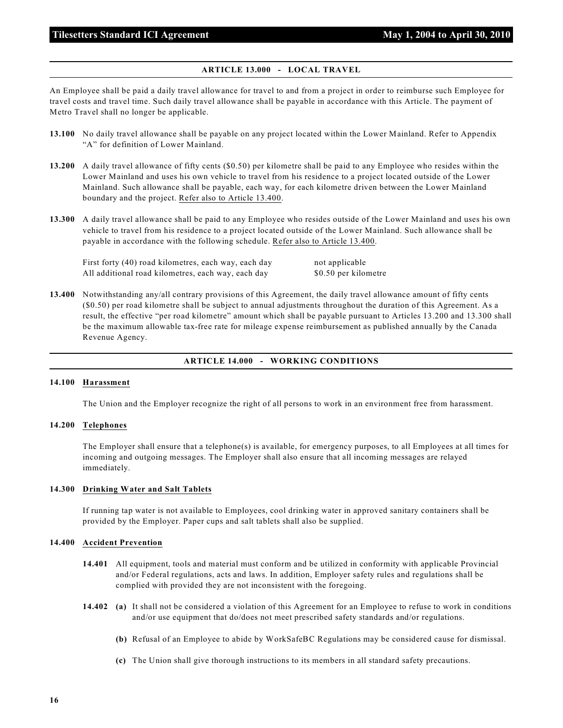## ARTICLE 13.000 - LOCAL TRAVEL

An Employee shall be paid a daily travel allowance for travel to and from a project in order to reimburse such Employee for travel costs and travel time. Such daily travel allowance shall be payable in accordance with this Article. The payment of Metro Travel shall no longer be applicable.

**13.100** No daily travel allowance shall be payable on any project located within the Lower Mainland. Refer to Appendix "A" for definition of Lower Mainland.

**13.200** A daily travel allowance of fifty cents ($0.50) per kilometre shall be paid to any Employee who resides within the Lower Mainland and uses his own vehicle to travel from his residence to a project located outside of the Lower Mainland. Such allowance shall be payable, each way, for each kilometre driven between the Lower Mainland boundary and the project. Refer also to Article 13.400.

**13.300** A daily travel allowance shall be paid to any Employee who resides outside of the Lower Mainland and uses his own vehicle to travel from his residence to a project located outside of the Lower Mainland. Such allowance shall be payable in accordance with the following schedule. Refer also to Article 13.400.

| | |
|---|---|
| First forty (40) road kilometres, each way, each day | not applicable |
| All additional road kilometres, each way, each day | $0.50 per kilometre |

**13.400** Notwithstanding any/all contrary provisions of this Agreement, the daily travel allowance amount of fifty cents ($0.50) per road kilometre shall be subject to annual adjustments throughout the duration of this Agreement. As a result, the effective "per road kilometre" amount which shall be payable pursuant to Articles 13.200 and 13.300 shall be the maximum allowable tax-free rate for mileage expense reimbursement as published annually by the Canada Revenue Agency.

## ARTICLE 14.000 - WORKING CONDITIONS

**14.100 Harassment**

The Union and the Employer recognize the right of all persons to work in an environment free from harassment.

**14.200 Telephones**

The Employer shall ensure that a telephone(s) is available, for emergency purposes, to all Employees at all times for incoming and outgoing messages. The Employer shall also ensure that all incoming messages are relayed immediately.

**14.300 Drinking Water and Salt Tablets**

If running tap water is not available to Employees, cool drinking water in approved sanitary containers shall be provided by the Employer. Paper cups and salt tablets shall also be supplied.

**14.400 Accident Prevention**

**14.401** All equipment, tools and material must conform and be utilized in conformity with applicable Provincial and/or Federal regulations, acts and laws. In addition, Employer safety rules and regulations shall be complied with provided they are not inconsistent with the foregoing.

**14.402** **(a)** It shall not be considered a violation of this Agreement for an Employee to refuse to work in conditions and/or use equipment that do/does not meet prescribed safety standards and/or regulations.

**(b)** Refusal of an Employee to abide by WorkSafeBC Regulations may be considered cause for dismissal.

**(c)** The Union shall give thorough instructions to its members in all standard safety precautions.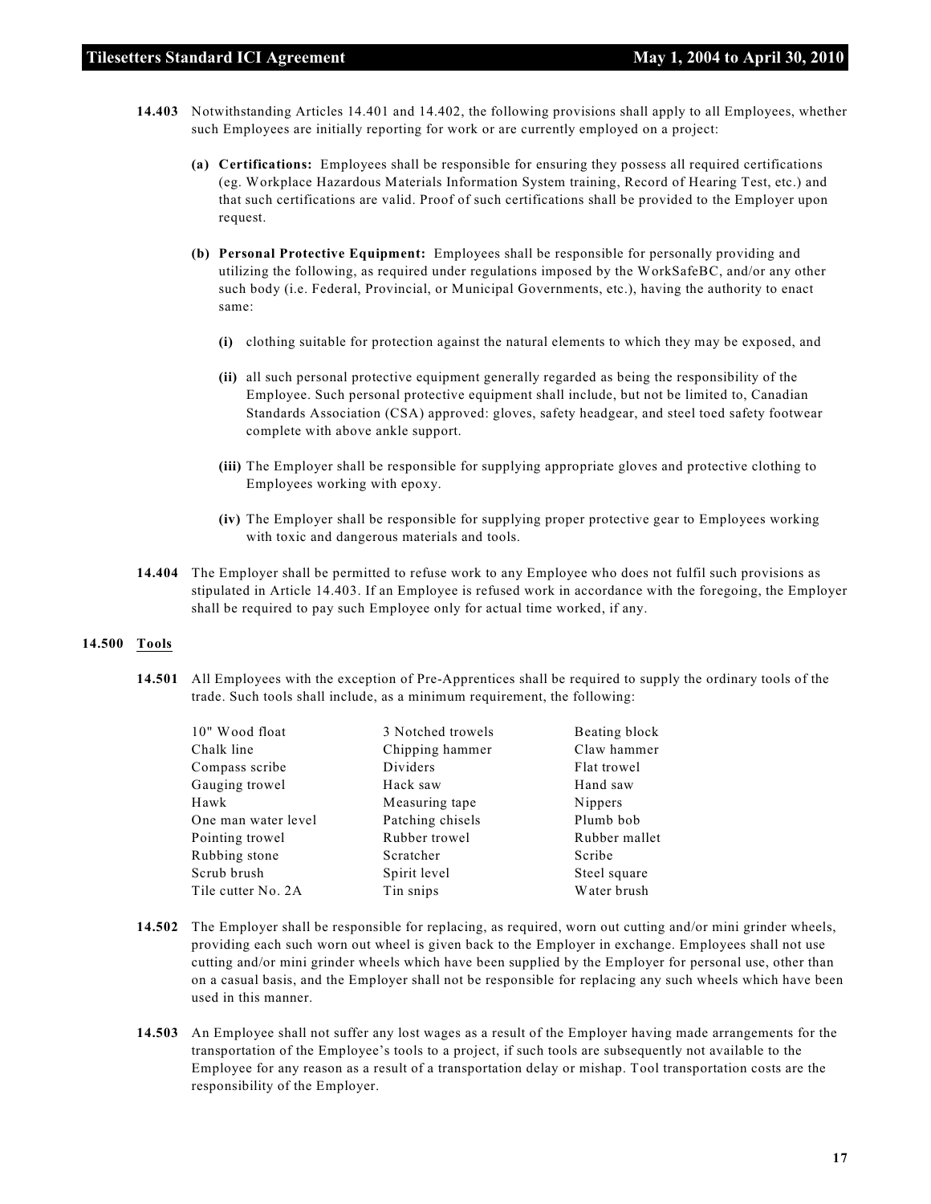**14.403** Notwithstanding Articles 14.401 and 14.402, the following provisions shall apply to all Employees, whether such Employees are initially reporting for work or are currently employed on a project:

**(a) Certifications:** Employees shall be responsible for ensuring they possess all required certifications (eg. Workplace Hazardous Materials Information System training, Record of Hearing Test, etc.) and that such certifications are valid. Proof of such certifications shall be provided to the Employer upon request.

**(b) Personal Protective Equipment:** Employees shall be responsible for personally providing and utilizing the following, as required under regulations imposed by the WorkSafeBC, and/or any other such body (i.e. Federal, Provincial, or Municipal Governments, etc.), having the authority to enact same:

**(i)** clothing suitable for protection against the natural elements to which they may be exposed, and

**(ii)** all such personal protective equipment generally regarded as being the responsibility of the Employee. Such personal protective equipment shall include, but not be limited to, Canadian Standards Association (CSA) approved: gloves, safety headgear, and steel toed safety footwear complete with above ankle support.

**(iii)** The Employer shall be responsible for supplying appropriate gloves and protective clothing to Employees working with epoxy.

**(iv)** The Employer shall be responsible for supplying proper protective gear to Employees working with toxic and dangerous materials and tools.

**14.404** The Employer shall be permitted to refuse work to any Employee who does not fulfil such provisions as stipulated in Article 14.403. If an Employee is refused work in accordance with the foregoing, the Employer shall be required to pay such Employee only for actual time worked, if any.

## 14.500 Tools

**14.501** All Employees with the exception of Pre-Apprentices shall be required to supply the ordinary tools of the trade. Such tools shall include, as a minimum requirement, the following:

| | | |
|---|---|---|
| 10" Wood float | 3 Notched trowels | Beating block |
| Chalk line | Chipping hammer | Claw hammer |
| Compass scribe | Dividers | Flat trowel |
| Gauging trowel | Hack saw | Hand saw |
| Hawk | Measuring tape | Nippers |
| One man water level | Patching chisels | Plumb bob |
| Pointing trowel | Rubber trowel | Rubber mallet |
| Rubbing stone | Scratcher | Scribe |
| Scrub brush | Spirit level | Steel square |
| Tile cutter No. 2A | Tin snips | Water brush |

**14.502** The Employer shall be responsible for replacing, as required, worn out cutting and/or mini grinder wheels, providing each such worn out wheel is given back to the Employer in exchange. Employees shall not use cutting and/or mini grinder wheels which have been supplied by the Employer for personal use, other than on a casual basis, and the Employer shall not be responsible for replacing any such wheels which have been used in this manner.

**14.503** An Employee shall not suffer any lost wages as a result of the Employer having made arrangements for the transportation of the Employee's tools to a project, if such tools are subsequently not available to the Employee for any reason as a result of a transportation delay or mishap. Tool transportation costs are the responsibility of the Employer.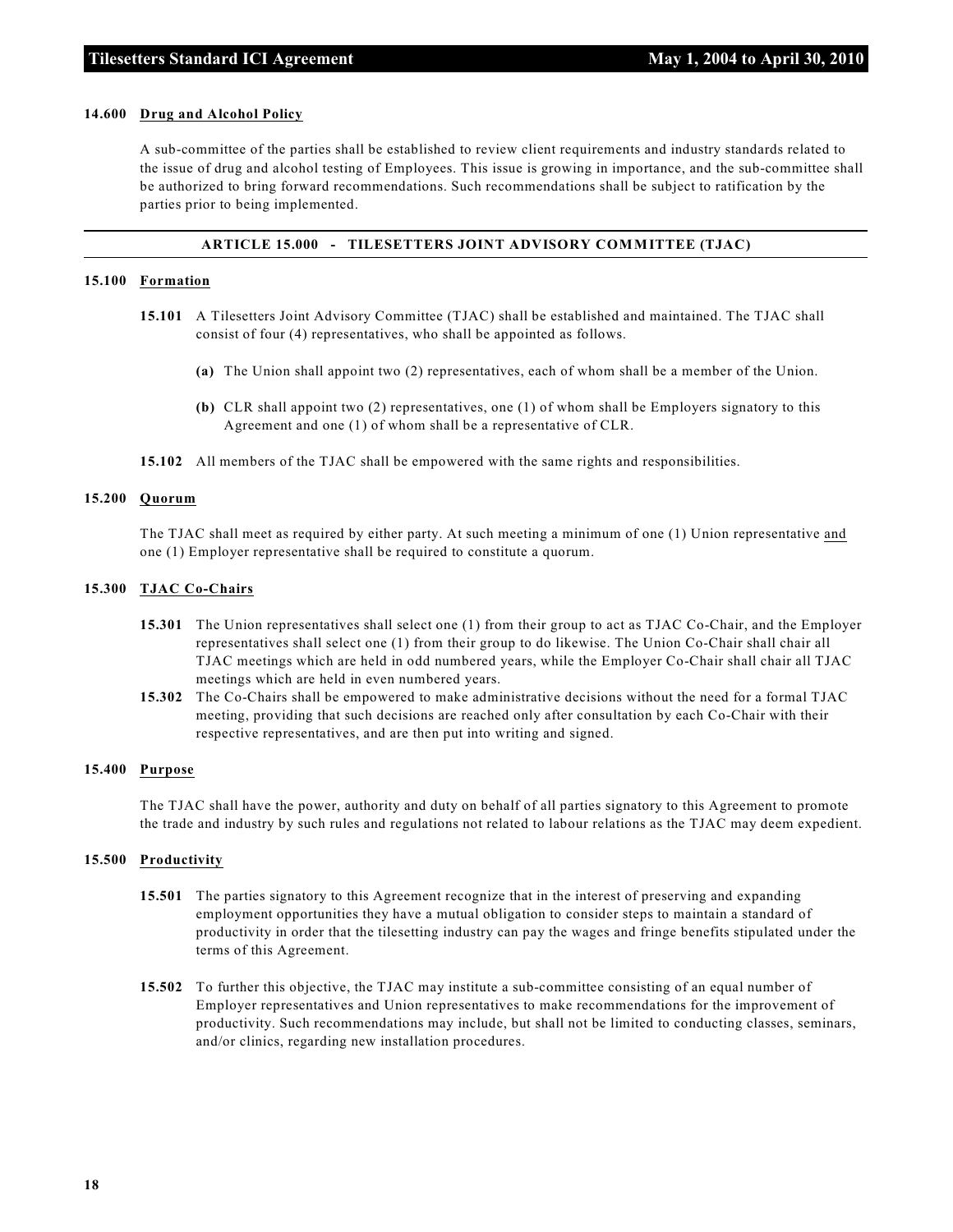**14.600 Drug and Alcohol Policy**

A sub-committee of the parties shall be established to review client requirements and industry standards related to the issue of drug and alcohol testing of Employees. This issue is growing in importance, and the sub-committee shall be authorized to bring forward recommendations. Such recommendations shall be subject to ratification by the parties prior to being implemented.

## ARTICLE 15.000 - TILESETTERS JOINT ADVISORY COMMITTEE (TJAC)

**15.100 Formation**

**15.101** A Tilesetters Joint Advisory Committee (TJAC) shall be established and maintained. The TJAC shall consist of four (4) representatives, who shall be appointed as follows.

**(a)** The Union shall appoint two (2) representatives, each of whom shall be a member of the Union.

**(b)** CLR shall appoint two (2) representatives, one (1) of whom shall be Employers signatory to this Agreement and one (1) of whom shall be a representative of CLR.

**15.102** All members of the TJAC shall be empowered with the same rights and responsibilities.

**15.200 Quorum**

The TJAC shall meet as required by either party. At such meeting a minimum of one (1) Union representative and one (1) Employer representative shall be required to constitute a quorum.

**15.300 TJAC Co-Chairs**

**15.301** The Union representatives shall select one (1) from their group to act as TJAC Co-Chair, and the Employer representatives shall select one (1) from their group to do likewise. The Union Co-Chair shall chair all TJAC meetings which are held in odd numbered years, while the Employer Co-Chair shall chair all TJAC meetings which are held in even numbered years.

**15.302** The Co-Chairs shall be empowered to make administrative decisions without the need for a formal TJAC meeting, providing that such decisions are reached only after consultation by each Co-Chair with their respective representatives, and are then put into writing and signed.

**15.400 Purpose**

The TJAC shall have the power, authority and duty on behalf of all parties signatory to this Agreement to promote the trade and industry by such rules and regulations not related to labour relations as the TJAC may deem expedient.

**15.500 Productivity**

**15.501** The parties signatory to this Agreement recognize that in the interest of preserving and expanding employment opportunities they have a mutual obligation to consider steps to maintain a standard of productivity in order that the tilesetting industry can pay the wages and fringe benefits stipulated under the terms of this Agreement.

**15.502** To further this objective, the TJAC may institute a sub-committee consisting of an equal number of Employer representatives and Union representatives to make recommendations for the improvement of productivity. Such recommendations may include, but shall not be limited to conducting classes, seminars, and/or clinics, regarding new installation procedures.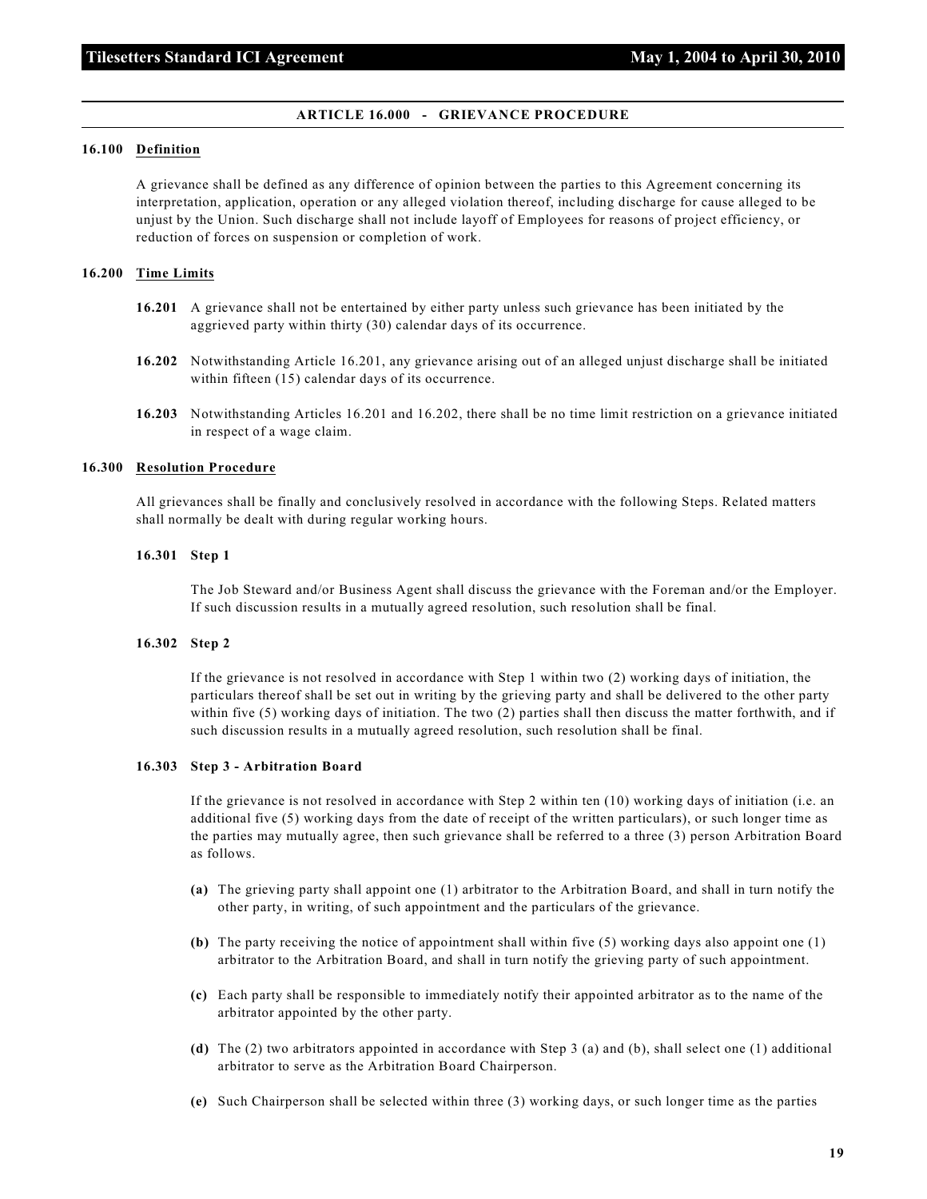## ARTICLE 16.000 - GRIEVANCE PROCEDURE

### 16.100 Definition

A grievance shall be defined as any difference of opinion between the parties to this Agreement concerning its interpretation, application, operation or any alleged violation thereof, including discharge for cause alleged to be unjust by the Union. Such discharge shall not include layoff of Employees for reasons of project efficiency, or reduction of forces on suspension or completion of work.

### 16.200 Time Limits

**16.201** A grievance shall not be entertained by either party unless such grievance has been initiated by the aggrieved party within thirty (30) calendar days of its occurrence.

**16.202** Notwithstanding Article 16.201, any grievance arising out of an alleged unjust discharge shall be initiated within fifteen (15) calendar days of its occurrence.

**16.203** Notwithstanding Articles 16.201 and 16.202, there shall be no time limit restriction on a grievance initiated in respect of a wage claim.

### 16.300 Resolution Procedure

All grievances shall be finally and conclusively resolved in accordance with the following Steps. Related matters shall normally be dealt with during regular working hours.

#### 16.301 Step 1

The Job Steward and/or Business Agent shall discuss the grievance with the Foreman and/or the Employer. If such discussion results in a mutually agreed resolution, such resolution shall be final.

#### 16.302 Step 2

If the grievance is not resolved in accordance with Step 1 within two (2) working days of initiation, the particulars thereof shall be set out in writing by the grieving party and shall be delivered to the other party within five (5) working days of initiation. The two (2) parties shall then discuss the matter forthwith, and if such discussion results in a mutually agreed resolution, such resolution shall be final.

#### 16.303 Step 3 - Arbitration Board

If the grievance is not resolved in accordance with Step 2 within ten (10) working days of initiation (i.e. an additional five (5) working days from the date of receipt of the written particulars), or such longer time as the parties may mutually agree, then such grievance shall be referred to a three (3) person Arbitration Board as follows.

**(a)** The grieving party shall appoint one (1) arbitrator to the Arbitration Board, and shall in turn notify the other party, in writing, of such appointment and the particulars of the grievance.

**(b)** The party receiving the notice of appointment shall within five (5) working days also appoint one (1) arbitrator to the Arbitration Board, and shall in turn notify the grieving party of such appointment.

**(c)** Each party shall be responsible to immediately notify their appointed arbitrator as to the name of the arbitrator appointed by the other party.

**(d)** The (2) two arbitrators appointed in accordance with Step 3 (a) and (b), shall select one (1) additional arbitrator to serve as the Arbitration Board Chairperson.

**(e)** Such Chairperson shall be selected within three (3) working days, or such longer time as the parties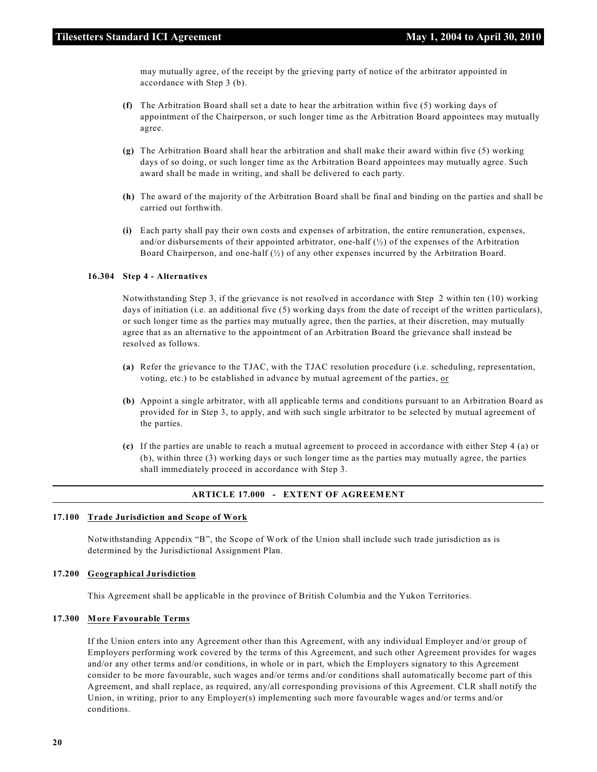may mutually agree, of the receipt by the grieving party of notice of the arbitrator appointed in accordance with Step 3 (b).

**(f)** The Arbitration Board shall set a date to hear the arbitration within five (5) working days of appointment of the Chairperson, or such longer time as the Arbitration Board appointees may mutually agree.

**(g)** The Arbitration Board shall hear the arbitration and shall make their award within five (5) working days of so doing, or such longer time as the Arbitration Board appointees may mutually agree. Such award shall be made in writing, and shall be delivered to each party.

**(h)** The award of the majority of the Arbitration Board shall be final and binding on the parties and shall be carried out forthwith.

**(i)** Each party shall pay their own costs and expenses of arbitration, the entire remuneration, expenses, and/or disbursements of their appointed arbitrator, one-half (½) of the expenses of the Arbitration Board Chairperson, and one-half (½) of any other expenses incurred by the Arbitration Board.

**16.304 Step 4 - Alternatives**

Notwithstanding Step 3, if the grievance is not resolved in accordance with Step 2 within ten (10) working days of initiation (i.e. an additional five (5) working days from the date of receipt of the written particulars), or such longer time as the parties may mutually agree, then the parties, at their discretion, may mutually agree that as an alternative to the appointment of an Arbitration Board the grievance shall instead be resolved as follows.

**(a)** Refer the grievance to the TJAC, with the TJAC resolution procedure (i.e. scheduling, representation, voting, etc.) to be established in advance by mutual agreement of the parties, or

**(b)** Appoint a single arbitrator, with all applicable terms and conditions pursuant to an Arbitration Board as provided for in Step 3, to apply, and with such single arbitrator to be selected by mutual agreement of the parties.

**(c)** If the parties are unable to reach a mutual agreement to proceed in accordance with either Step 4 (a) or (b), within three (3) working days or such longer time as the parties may mutually agree, the parties shall immediately proceed in accordance with Step 3.

## ARTICLE 17.000 - EXTENT OF AGREEMENT

**17.100 Trade Jurisdiction and Scope of Work**

Notwithstanding Appendix "B", the Scope of Work of the Union shall include such trade jurisdiction as is determined by the Jurisdictional Assignment Plan.

**17.200 Geographical Jurisdiction**

This Agreement shall be applicable in the province of British Columbia and the Yukon Territories.

**17.300 More Favourable Terms**

If the Union enters into any Agreement other than this Agreement, with any individual Employer and/or group of Employers performing work covered by the terms of this Agreement, and such other Agreement provides for wages and/or any other terms and/or conditions, in whole or in part, which the Employers signatory to this Agreement consider to be more favourable, such wages and/or terms and/or conditions shall automatically become part of this Agreement, and shall replace, as required, any/all corresponding provisions of this Agreement. CLR shall notify the Union, in writing, prior to any Employer(s) implementing such more favourable wages and/or terms and/or conditions.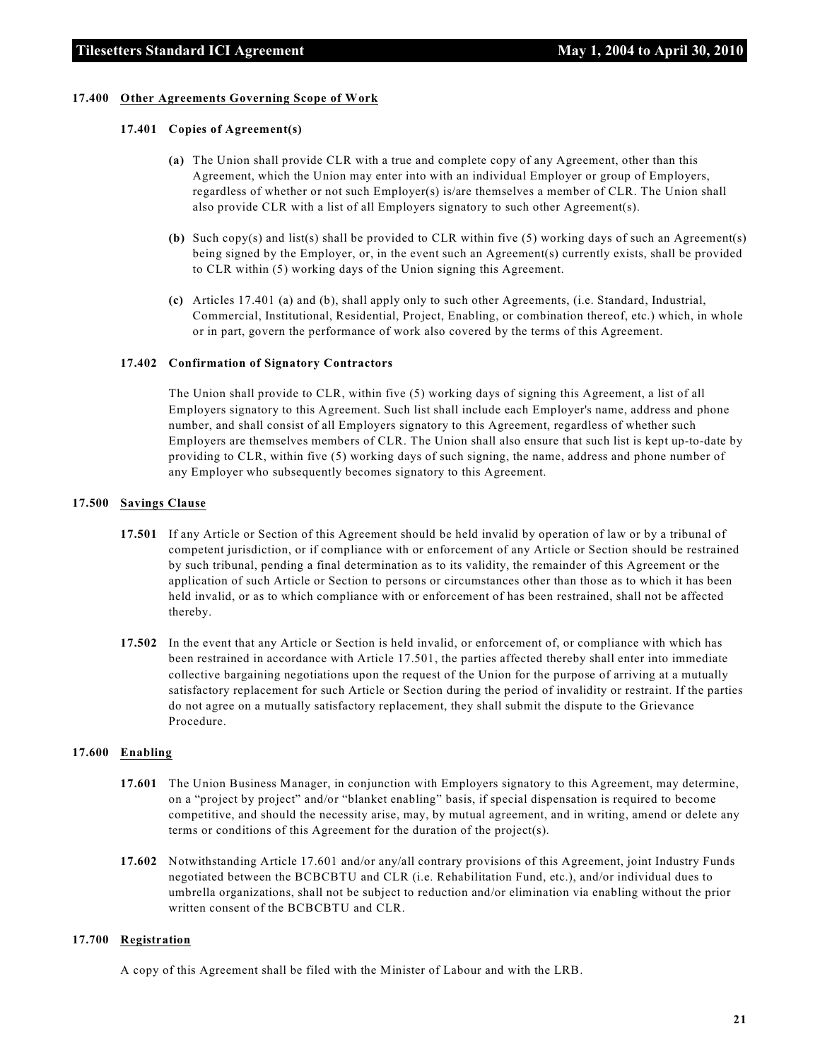#### 17.400 Other Agreements Governing Scope of Work

**17.401 Copies of Agreement(s)**

**(a)** The Union shall provide CLR with a true and complete copy of any Agreement, other than this Agreement, which the Union may enter into with an individual Employer or group of Employers, regardless of whether or not such Employer(s) is/are themselves a member of CLR. The Union shall also provide CLR with a list of all Employers signatory to such other Agreement(s).

**(b)** Such copy(s) and list(s) shall be provided to CLR within five (5) working days of such an Agreement(s) being signed by the Employer, or, in the event such an Agreement(s) currently exists, shall be provided to CLR within (5) working days of the Union signing this Agreement.

**(c)** Articles 17.401 (a) and (b), shall apply only to such other Agreements, (i.e. Standard, Industrial, Commercial, Institutional, Residential, Project, Enabling, or combination thereof, etc.) which, in whole or in part, govern the performance of work also covered by the terms of this Agreement.

**17.402 Confirmation of Signatory Contractors**

The Union shall provide to CLR, within five (5) working days of signing this Agreement, a list of all Employers signatory to this Agreement. Such list shall include each Employer's name, address and phone number, and shall consist of all Employers signatory to this Agreement, regardless of whether such Employers are themselves members of CLR. The Union shall also ensure that such list is kept up-to-date by providing to CLR, within five (5) working days of such signing, the name, address and phone number of any Employer who subsequently becomes signatory to this Agreement.

#### 17.500 Savings Clause

**17.501** If any Article or Section of this Agreement should be held invalid by operation of law or by a tribunal of competent jurisdiction, or if compliance with or enforcement of any Article or Section should be restrained by such tribunal, pending a final determination as to its validity, the remainder of this Agreement or the application of such Article or Section to persons or circumstances other than those as to which it has been held invalid, or as to which compliance with or enforcement of has been restrained, shall not be affected thereby.

**17.502** In the event that any Article or Section is held invalid, or enforcement of, or compliance with which has been restrained in accordance with Article 17.501, the parties affected thereby shall enter into immediate collective bargaining negotiations upon the request of the Union for the purpose of arriving at a mutually satisfactory replacement for such Article or Section during the period of invalidity or restraint. If the parties do not agree on a mutually satisfactory replacement, they shall submit the dispute to the Grievance Procedure.

#### 17.600 Enabling

**17.601** The Union Business Manager, in conjunction with Employers signatory to this Agreement, may determine, on a "project by project" and/or "blanket enabling" basis, if special dispensation is required to become competitive, and should the necessity arise, may, by mutual agreement, and in writing, amend or delete any terms or conditions of this Agreement for the duration of the project(s).

**17.602** Notwithstanding Article 17.601 and/or any/all contrary provisions of this Agreement, joint Industry Funds negotiated between the BCBCBTU and CLR (i.e. Rehabilitation Fund, etc.), and/or individual dues to umbrella organizations, shall not be subject to reduction and/or elimination via enabling without the prior written consent of the BCBCBTU and CLR.

#### 17.700 Registration

A copy of this Agreement shall be filed with the Minister of Labour and with the LRB.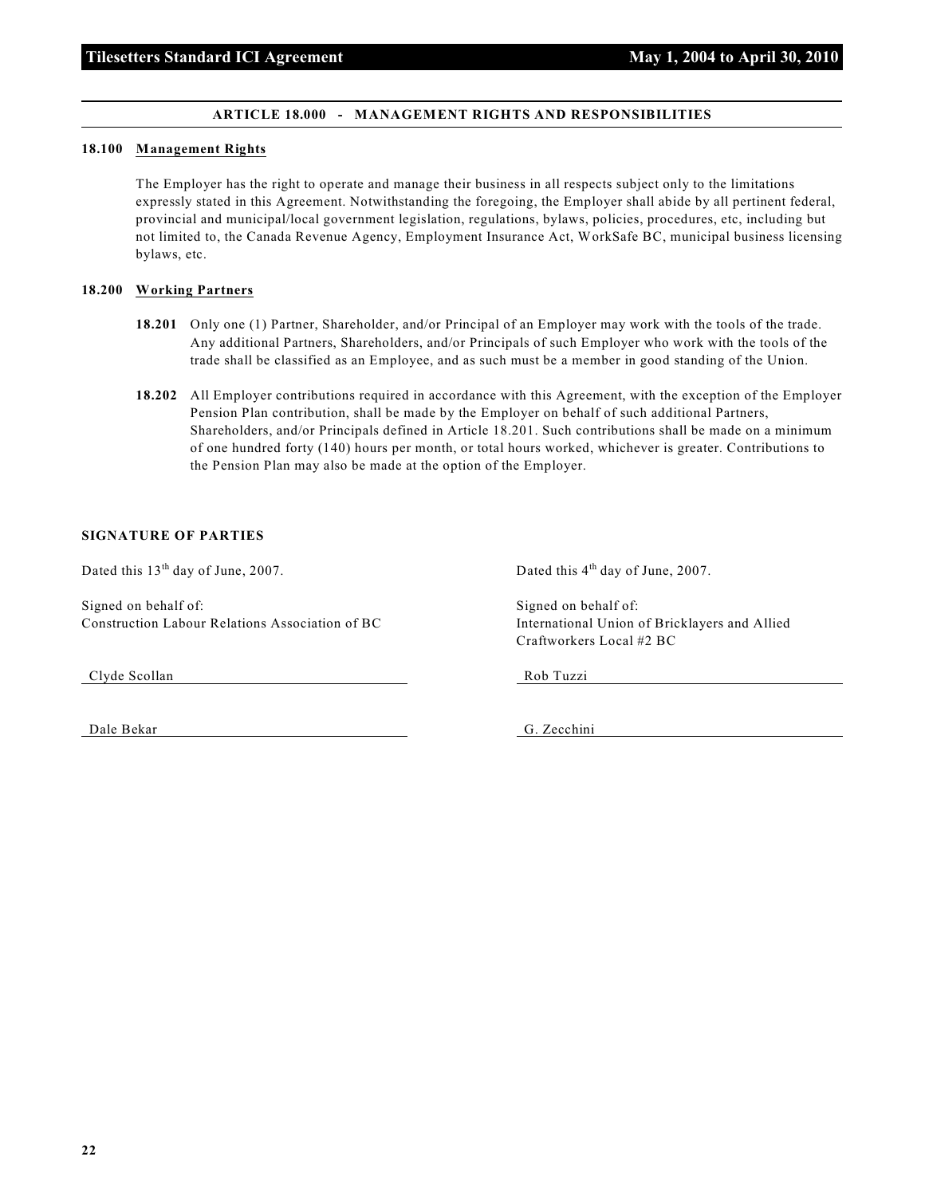## ARTICLE 18.000 - MANAGEMENT RIGHTS AND RESPONSIBILITIES

### 18.100 Management Rights

The Employer has the right to operate and manage their business in all respects subject only to the limitations expressly stated in this Agreement. Notwithstanding the foregoing, the Employer shall abide by all pertinent federal, provincial and municipal/local government legislation, regulations, bylaws, policies, procedures, etc, including but not limited to, the Canada Revenue Agency, Employment Insurance Act, WorkSafe BC, municipal business licensing bylaws, etc.

### 18.200 Working Partners

**18.201** Only one (1) Partner, Shareholder, and/or Principal of an Employer may work with the tools of the trade. Any additional Partners, Shareholders, and/or Principals of such Employer who work with the tools of the trade shall be classified as an Employee, and as such must be a member in good standing of the Union.

**18.202** All Employer contributions required in accordance with this Agreement, with the exception of the Employer Pension Plan contribution, shall be made by the Employer on behalf of such additional Partners, Shareholders, and/or Principals defined in Article 18.201. Such contributions shall be made on a minimum of one hundred forty (140) hours per month, or total hours worked, whichever is greater. Contributions to the Pension Plan may also be made at the option of the Employer.

**SIGNATURE OF PARTIES**

Dated this 13th day of June, 2007.

Signed on behalf of:
Construction Labour Relations Association of BC

Clyde Scollan

Dale Bekar

Dated this 4th day of June, 2007.

Signed on behalf of:
International Union of Bricklayers and Allied Craftworkers Local #2 BC

Rob Tuzzi

G. Zecchini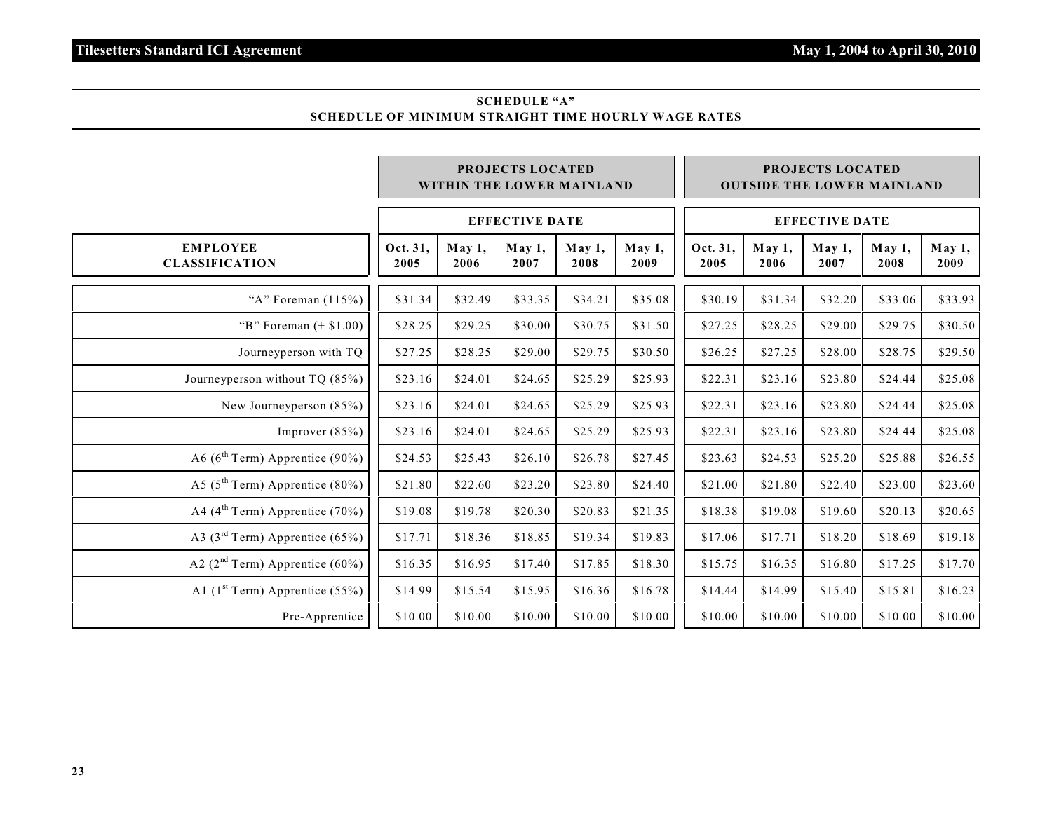## SCHEDULE "A"
## SCHEDULE OF MINIMUM STRAIGHT TIME HOURLY WAGE RATES

| | PROJECTS LOCATED WITHIN THE LOWER MAINLAND | | | | | PROJECTS LOCATED OUTSIDE THE LOWER MAINLAND | | | | |
|---|---|---|---|---|---|---|---|---|---|---|
| | EFFECTIVE DATE | | | | | EFFECTIVE DATE | | | | |
| **EMPLOYEE CLASSIFICATION** | **Oct. 31, 2005** | **May 1, 2006** | **May 1, 2007** | **May 1, 2008** | **May 1, 2009** | **Oct. 31, 2005** | **May 1, 2006** | **May 1, 2007** | **May 1, 2008** | **May 1, 2009** |
| "A" Foreman (115%) | $31.34 | $32.49 | $33.35 | $34.21 | $35.08 | $30.19 | $31.34 | $32.20 | $33.06 | $33.93 |
| "B" Foreman (+ $1.00) | $28.25 | $29.25 | $30.00 | $30.75 | $31.50 | $27.25 | $28.25 | $29.00 | $29.75 | $30.50 |
| Journeyperson with TQ | $27.25 | $28.25 | $29.00 | $29.75 | $30.50 | $26.25 | $27.25 | $28.00 | $28.75 | $29.50 |
| Journeyperson without TQ (85%) | $23.16 | $24.01 | $24.65 | $25.29 | $25.93 | $22.31 | $23.16 | $23.80 | $24.44 | $25.08 |
| New Journeyperson (85%) | $23.16 | $24.01 | $24.65 | $25.29 | $25.93 | $22.31 | $23.16 | $23.80 | $24.44 | $25.08 |
| Improver (85%) | $23.16 | $24.01 | $24.65 | $25.29 | $25.93 | $22.31 | $23.16 | $23.80 | $24.44 | $25.08 |
| A6 (6th Term) Apprentice (90%) | $24.53 | $25.43 | $26.10 | $26.78 | $27.45 | $23.63 | $24.53 | $25.20 | $25.88 | $26.55 |
| A5 (5th Term) Apprentice (80%) | $21.80 | $22.60 | $23.20 | $23.80 | $24.40 | $21.00 | $21.80 | $22.40 | $23.00 | $23.60 |
| A4 (4th Term) Apprentice (70%) | $19.08 | $19.78 | $20.30 | $20.83 | $21.35 | $18.38 | $19.08 | $19.60 | $20.13 | $20.65 |
| A3 (3rd Term) Apprentice (65%) | $17.71 | $18.36 | $18.85 | $19.34 | $19.83 | $17.06 | $17.71 | $18.20 | $18.69 | $19.18 |
| A2 (2nd Term) Apprentice (60%) | $16.35 | $16.95 | $17.40 | $17.85 | $18.30 | $15.75 | $16.35 | $16.80 | $17.25 | $17.70 |
| A1 (1st Term) Apprentice (55%) | $14.99 | $15.54 | $15.95 | $16.36 | $16.78 | $14.44 | $14.99 | $15.40 | $15.81 | $16.23 |
| Pre-Apprentice | $10.00 | $10.00 | $10.00 | $10.00 | $10.00 | $10.00 | $10.00 | $10.00 | $10.00 | $10.00 |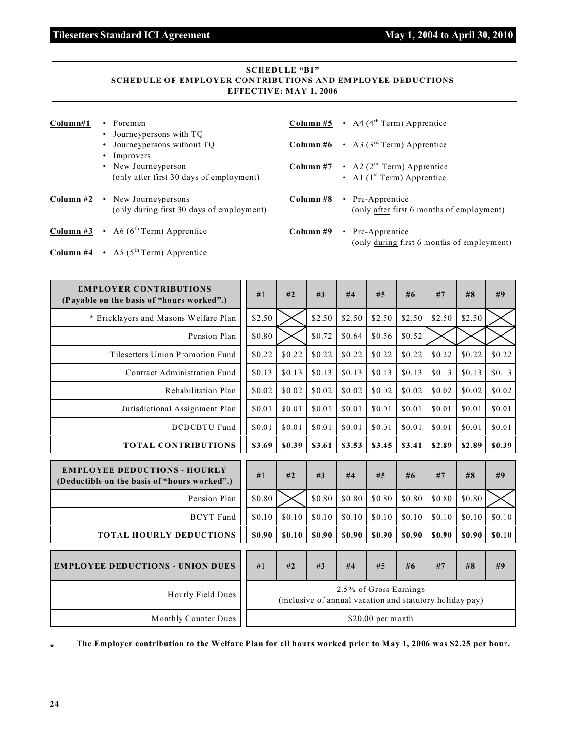## SCHEDULE "B1"
## SCHEDULE OF EMPLOYER CONTRIBUTIONS AND EMPLOYEE DEDUCTIONS
## EFFECTIVE: MAY 1, 2006

**Column#1**
- Foremen
- Journeypersons with TQ
- Journeypersons without TQ
- Improvers
- New Journeyperson (only after first 30 days of employment)

**Column #2**
- New Journeypersons (only during first 30 days of employment)

**Column #3**
- A6 (6th Term) Apprentice

**Column #4**
- A5 (5th Term) Apprentice

**Column #5**
- A4 (4th Term) Apprentice

**Column #6**
- A3 (3rd Term) Apprentice

**Column #7**
- A2 (2nd Term) Apprentice
- A1 (1st Term) Apprentice

**Column #8**
- Pre-Apprentice (only after first 6 months of employment)

**Column #9**
- Pre-Apprentice (only during first 6 months of employment)

| EMPLOYER CONTRIBUTIONS (Payable on the basis of "hours worked".) | #1 | #2 | #3 | #4 | #5 | #6 | #7 | #8 | #9 |
|---|---|---|---|---|---|---|---|---|---|
| * Bricklayers and Masons Welfare Plan | $2.50 | X | $2.50 | $2.50 | $2.50 | $2.50 | $2.50 | $2.50 | X |
| Pension Plan | $0.80 | X | $0.72 | $0.64 | $0.56 | $0.52 | X | X | X |
| Tilesetters Union Promotion Fund | $0.22 | $0.22 | $0.22 | $0.22 | $0.22 | $0.22 | $0.22 | $0.22 | $0.22 |
| Contract Administration Fund | $0.13 | $0.13 | $0.13 | $0.13 | $0.13 | $0.13 | $0.13 | $0.13 | $0.13 |
| Rehabilitation Plan | $0.02 | $0.02 | $0.02 | $0.02 | $0.02 | $0.02 | $0.02 | $0.02 | $0.02 |
| Jurisdictional Assignment Plan | $0.01 | $0.01 | $0.01 | $0.01 | $0.01 | $0.01 | $0.01 | $0.01 | $0.01 |
| BCBCBTU Fund | $0.01 | $0.01 | $0.01 | $0.01 | $0.01 | $0.01 | $0.01 | $0.01 | $0.01 |
| **TOTAL CONTRIBUTIONS** | **$3.69** | **$0.39** | **$3.61** | **$3.53** | **$3.45** | **$3.41** | **$2.89** | **$2.89** | **$0.39** |

| EMPLOYEE DEDUCTIONS - HOURLY (Deductible on the basis of "hours worked".) | #1 | #2 | #3 | #4 | #5 | #6 | #7 | #8 | #9 |
|---|---|---|---|---|---|---|---|---|---|
| Pension Plan | $0.80 | X | $0.80 | $0.80 | $0.80 | $0.80 | $0.80 | $0.80 | X |
| BCYT Fund | $0.10 | $0.10 | $0.10 | $0.10 | $0.10 | $0.10 | $0.10 | $0.10 | $0.10 |
| **TOTAL HOURLY DEDUCTIONS** | **$0.90** | **$0.10** | **$0.90** | **$0.90** | **$0.90** | **$0.90** | **$0.90** | **$0.90** | **$0.10** |

| EMPLOYEE DEDUCTIONS - UNION DUES | #1 | #2 | #3 | #4 | #5 | #6 | #7 | #8 | #9 |
|---|---|---|---|---|---|---|---|---|---|
| Hourly Field Dues | 2.5% of Gross Earnings (inclusive of annual vacation and statutory holiday pay) | | | | | | | | |
| Monthly Counter Dues | $20.00 per month | | | | | | | | |

\* **The Employer contribution to the Welfare Plan for all hours worked prior to May 1, 2006 was $2.25 per hour.**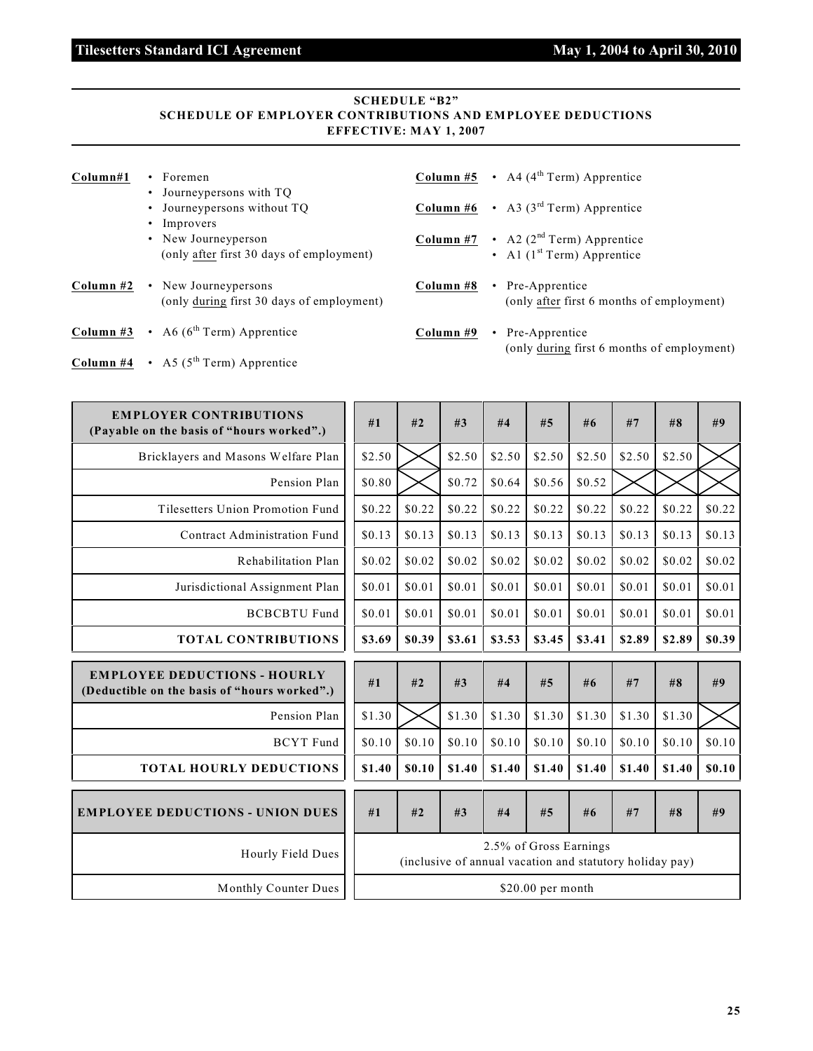**SCHEDULE "B2"**
**SCHEDULE OF EMPLOYER CONTRIBUTIONS AND EMPLOYEE DEDUCTIONS**
**EFFECTIVE: MAY 1, 2007**

**Column#1**
- Foremen
- Journeypersons with TQ
- Journeypersons without TQ
- Improvers
- New Journeyperson (only after first 30 days of employment)

**Column #2**
- New Journeypersons (only during first 30 days of employment)

**Column #3**
- A6 (6th Term) Apprentice

**Column #4**
- A5 (5th Term) Apprentice

**Column #5**
- A4 (4th Term) Apprentice

**Column #6**
- A3 (3rd Term) Apprentice

**Column #7**
- A2 (2nd Term) Apprentice
- A1 (1st Term) Apprentice

**Column #8**
- Pre-Apprentice (only after first 6 months of employment)

**Column #9**
- Pre-Apprentice (only during first 6 months of employment)

| EMPLOYER CONTRIBUTIONS (Payable on the basis of "hours worked".) | #1 | #2 | #3 | #4 | #5 | #6 | #7 | #8 | #9 |
|---|---|---|---|---|---|---|---|---|---|
| Bricklayers and Masons Welfare Plan | $2.50 | X | $2.50 | $2.50 | $2.50 | $2.50 | $2.50 | $2.50 | X |
| Pension Plan | $0.80 | X | $0.72 | $0.64 | $0.56 | $0.52 | X | X | X |
| Tilesetters Union Promotion Fund | $0.22 | $0.22 | $0.22 | $0.22 | $0.22 | $0.22 | $0.22 | $0.22 | $0.22 |
| Contract Administration Fund | $0.13 | $0.13 | $0.13 | $0.13 | $0.13 | $0.13 | $0.13 | $0.13 | $0.13 |
| Rehabilitation Plan | $0.02 | $0.02 | $0.02 | $0.02 | $0.02 | $0.02 | $0.02 | $0.02 | $0.02 |
| Jurisdictional Assignment Plan | $0.01 | $0.01 | $0.01 | $0.01 | $0.01 | $0.01 | $0.01 | $0.01 | $0.01 |
| BCBCBTU Fund | $0.01 | $0.01 | $0.01 | $0.01 | $0.01 | $0.01 | $0.01 | $0.01 | $0.01 |
| **TOTAL CONTRIBUTIONS** | **$3.69** | **$0.39** | **$3.61** | **$3.53** | **$3.45** | **$3.41** | **$2.89** | **$2.89** | **$0.39** |

| EMPLOYEE DEDUCTIONS - HOURLY (Deductible on the basis of "hours worked".) | #1 | #2 | #3 | #4 | #5 | #6 | #7 | #8 | #9 |
|---|---|---|---|---|---|---|---|---|---|
| Pension Plan | $1.30 | X | $1.30 | $1.30 | $1.30 | $1.30 | $1.30 | $1.30 | X |
| BCYT Fund | $0.10 | $0.10 | $0.10 | $0.10 | $0.10 | $0.10 | $0.10 | $0.10 | $0.10 |
| **TOTAL HOURLY DEDUCTIONS** | **$1.40** | **$0.10** | **$1.40** | **$1.40** | **$1.40** | **$1.40** | **$1.40** | **$1.40** | **$0.10** |

| EMPLOYEE DEDUCTIONS - UNION DUES | #1 – #9 |
|---|---|
| Hourly Field Dues | 2.5% of Gross Earnings (inclusive of annual vacation and statutory holiday pay) |
| Monthly Counter Dues | $20.00 per month |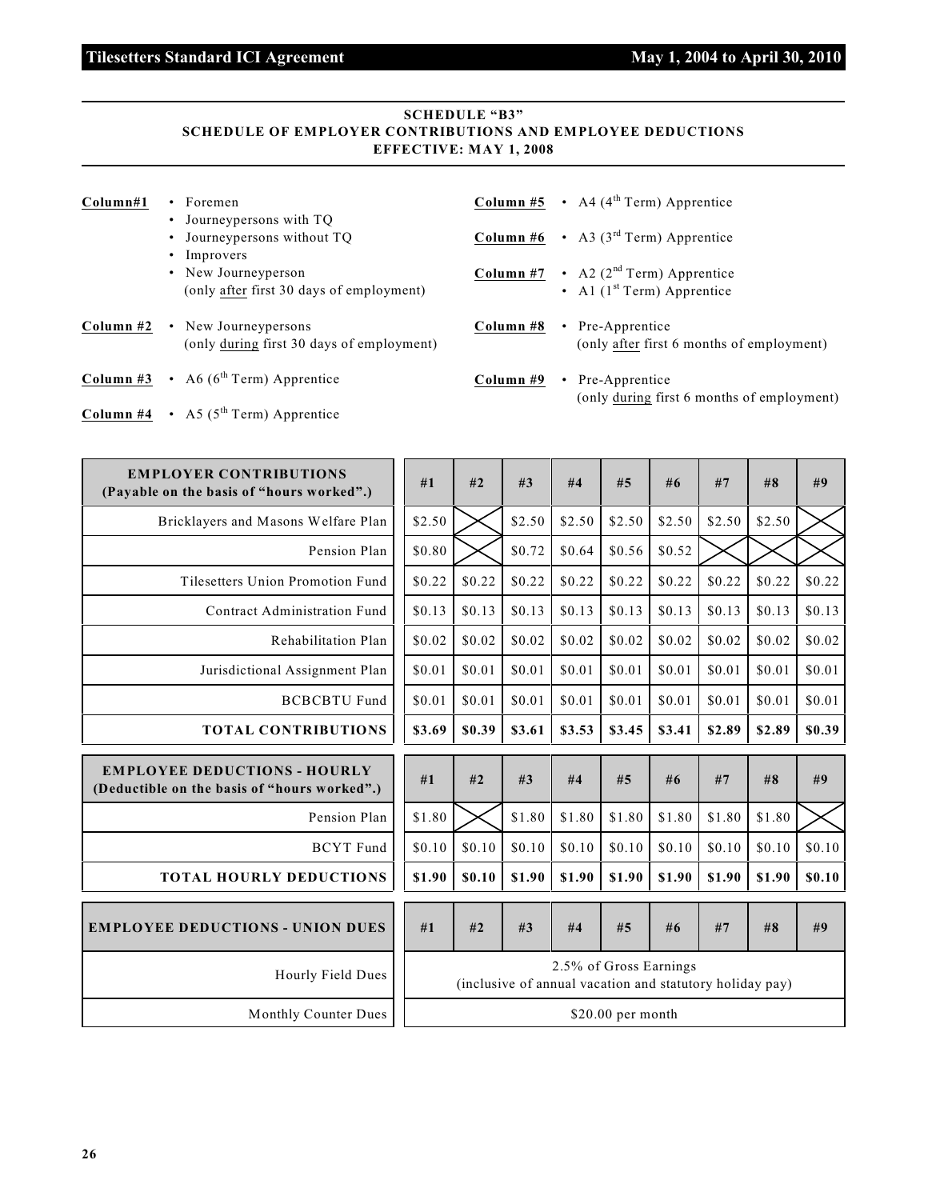## SCHEDULE "B3"
## SCHEDULE OF EMPLOYER CONTRIBUTIONS AND EMPLOYEE DEDUCTIONS
## EFFECTIVE: MAY 1, 2008

**Column#1**
- Foremen
- Journeypersons with TQ
- Journeypersons without TQ
- Improvers
- New Journeyperson (only after first 30 days of employment)

**Column #2**
- New Journeypersons (only during first 30 days of employment)

**Column #3**
- A6 (6th Term) Apprentice

**Column #4**
- A5 (5th Term) Apprentice

**Column #5**
- A4 (4th Term) Apprentice

**Column #6**
- A3 (3rd Term) Apprentice

**Column #7**
- A2 (2nd Term) Apprentice
- A1 (1st Term) Apprentice

**Column #8**
- Pre-Apprentice (only after first 6 months of employment)

**Column #9**
- Pre-Apprentice (only during first 6 months of employment)

| EMPLOYER CONTRIBUTIONS (Payable on the basis of "hours worked".) | #1 | #2 | #3 | #4 | #5 | #6 | #7 | #8 | #9 |
|---|---|---|---|---|---|---|---|---|---|
| Bricklayers and Masons Welfare Plan | $2.50 | X | $2.50 | $2.50 | $2.50 | $2.50 | $2.50 | $2.50 | X |
| Pension Plan | $0.80 | X | $0.72 | $0.64 | $0.56 | $0.52 | X | X | X |
| Tilesetters Union Promotion Fund | $0.22 | $0.22 | $0.22 | $0.22 | $0.22 | $0.22 | $0.22 | $0.22 | $0.22 |
| Contract Administration Fund | $0.13 | $0.13 | $0.13 | $0.13 | $0.13 | $0.13 | $0.13 | $0.13 | $0.13 |
| Rehabilitation Plan | $0.02 | $0.02 | $0.02 | $0.02 | $0.02 | $0.02 | $0.02 | $0.02 | $0.02 |
| Jurisdictional Assignment Plan | $0.01 | $0.01 | $0.01 | $0.01 | $0.01 | $0.01 | $0.01 | $0.01 | $0.01 |
| BCBCBTU Fund | $0.01 | $0.01 | $0.01 | $0.01 | $0.01 | $0.01 | $0.01 | $0.01 | $0.01 |
| **TOTAL CONTRIBUTIONS** | **$3.69** | **$0.39** | **$3.61** | **$3.53** | **$3.45** | **$3.41** | **$2.89** | **$2.89** | **$0.39** |

| EMPLOYEE DEDUCTIONS - HOURLY (Deductible on the basis of "hours worked".) | #1 | #2 | #3 | #4 | #5 | #6 | #7 | #8 | #9 |
|---|---|---|---|---|---|---|---|---|---|
| Pension Plan | $1.80 | X | $1.80 | $1.80 | $1.80 | $1.80 | $1.80 | $1.80 | X |
| BCYT Fund | $0.10 | $0.10 | $0.10 | $0.10 | $0.10 | $0.10 | $0.10 | $0.10 | $0.10 |
| **TOTAL HOURLY DEDUCTIONS** | **$1.90** | **$0.10** | **$1.90** | **$1.90** | **$1.90** | **$1.90** | **$1.90** | **$1.90** | **$0.10** |

| EMPLOYEE DEDUCTIONS - UNION DUES | #1 | #2 | #3 | #4 | #5 | #6 | #7 | #8 | #9 |
|---|---|---|---|---|---|---|---|---|---|
| Hourly Field Dues | 2.5% of Gross Earnings (inclusive of annual vacation and statutory holiday pay) | | | | | | | | |
| Monthly Counter Dues | $20.00 per month | | | | | | | | |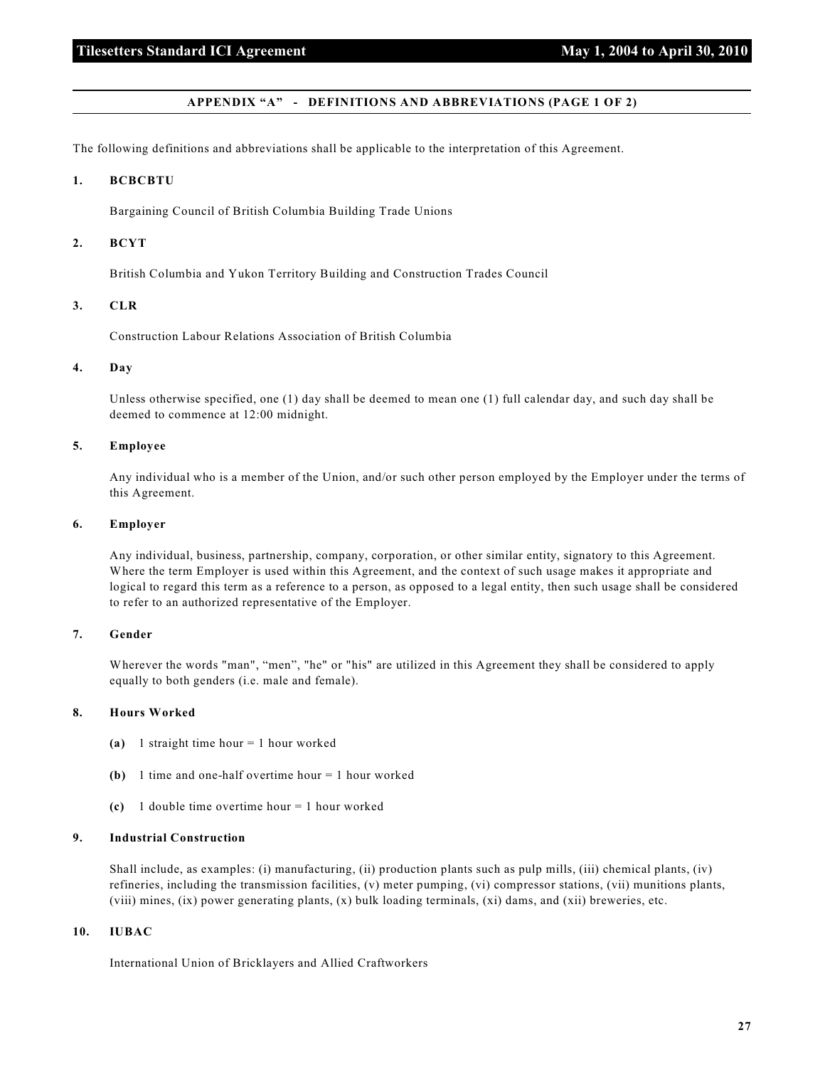## APPENDIX "A" - DEFINITIONS AND ABBREVIATIONS (PAGE 1 OF 2)

The following definitions and abbreviations shall be applicable to the interpretation of this Agreement.

**1. BCBCBTU**

Bargaining Council of British Columbia Building Trade Unions

**2. BCYT**

British Columbia and Yukon Territory Building and Construction Trades Council

**3. CLR**

Construction Labour Relations Association of British Columbia

**4. Day**

Unless otherwise specified, one (1) day shall be deemed to mean one (1) full calendar day, and such day shall be deemed to commence at 12:00 midnight.

**5. Employee**

Any individual who is a member of the Union, and/or such other person employed by the Employer under the terms of this Agreement.

**6. Employer**

Any individual, business, partnership, company, corporation, or other similar entity, signatory to this Agreement. Where the term Employer is used within this Agreement, and the context of such usage makes it appropriate and logical to regard this term as a reference to a person, as opposed to a legal entity, then such usage shall be considered to refer to an authorized representative of the Employer.

**7. Gender**

Wherever the words "man", "men", "he" or "his" are utilized in this Agreement they shall be considered to apply equally to both genders (i.e. male and female).

**8. Hours Worked**

**(a)** 1 straight time hour = 1 hour worked

**(b)** 1 time and one-half overtime hour = 1 hour worked

**(c)** 1 double time overtime hour = 1 hour worked

**9. Industrial Construction**

Shall include, as examples: (i) manufacturing, (ii) production plants such as pulp mills, (iii) chemical plants, (iv) refineries, including the transmission facilities, (v) meter pumping, (vi) compressor stations, (vii) munitions plants, (viii) mines, (ix) power generating plants, (x) bulk loading terminals, (xi) dams, and (xii) breweries, etc.

**10. IUBAC**

International Union of Bricklayers and Allied Craftworkers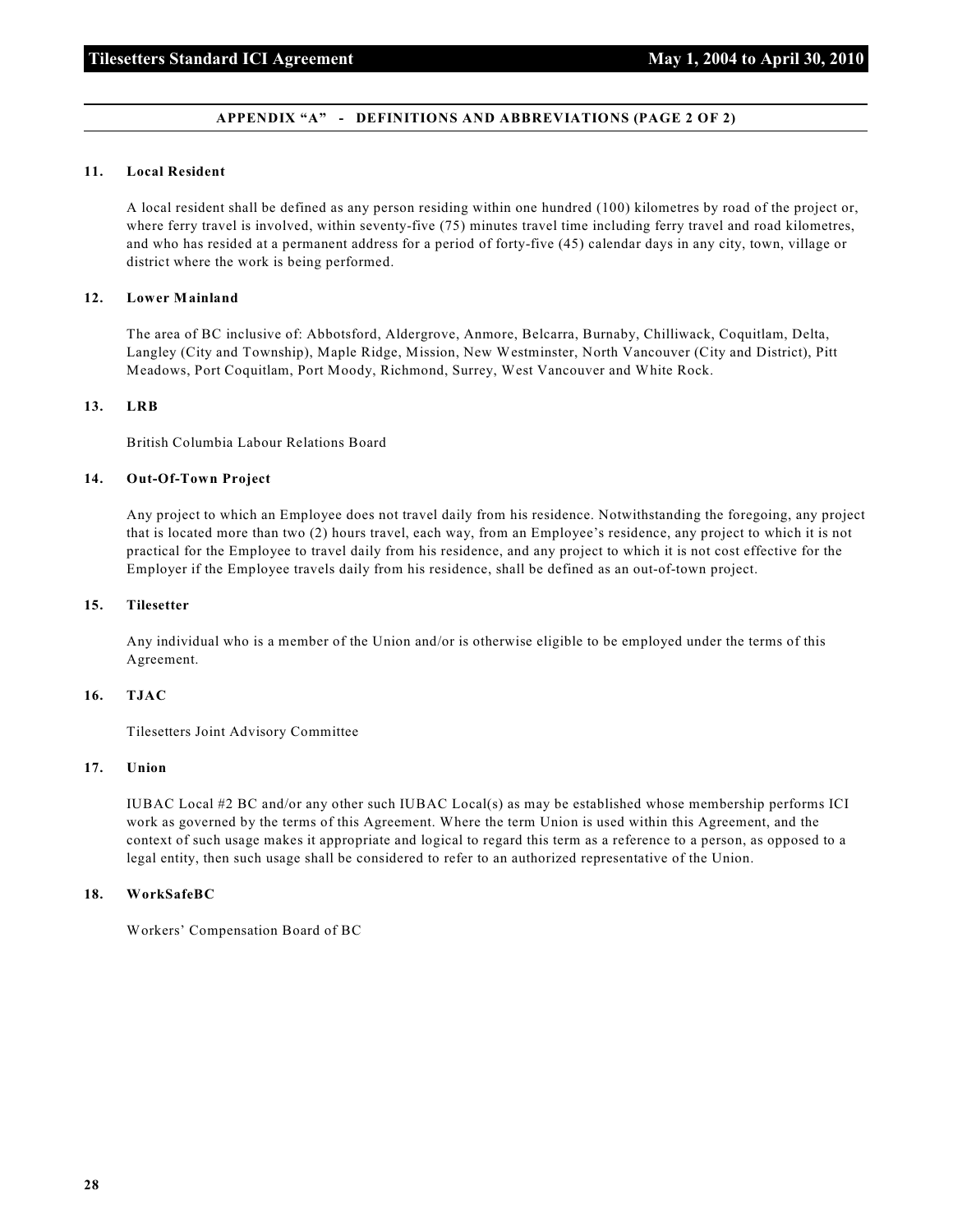## APPENDIX "A" - DEFINITIONS AND ABBREVIATIONS (PAGE 2 OF 2)

### 11. Local Resident

A local resident shall be defined as any person residing within one hundred (100) kilometres by road of the project or, where ferry travel is involved, within seventy-five (75) minutes travel time including ferry travel and road kilometres, and who has resided at a permanent address for a period of forty-five (45) calendar days in any city, town, village or district where the work is being performed.

### 12. Lower Mainland

The area of BC inclusive of: Abbotsford, Aldergrove, Anmore, Belcarra, Burnaby, Chilliwack, Coquitlam, Delta, Langley (City and Township), Maple Ridge, Mission, New Westminster, North Vancouver (City and District), Pitt Meadows, Port Coquitlam, Port Moody, Richmond, Surrey, West Vancouver and White Rock.

### 13. LRB

British Columbia Labour Relations Board

### 14. Out-Of-Town Project

Any project to which an Employee does not travel daily from his residence. Notwithstanding the foregoing, any project that is located more than two (2) hours travel, each way, from an Employee's residence, any project to which it is not practical for the Employee to travel daily from his residence, and any project to which it is not cost effective for the Employer if the Employee travels daily from his residence, shall be defined as an out-of-town project.

### 15. Tilesetter

Any individual who is a member of the Union and/or is otherwise eligible to be employed under the terms of this Agreement.

### 16. TJAC

Tilesetters Joint Advisory Committee

### 17. Union

IUBAC Local #2 BC and/or any other such IUBAC Local(s) as may be established whose membership performs ICI work as governed by the terms of this Agreement. Where the term Union is used within this Agreement, and the context of such usage makes it appropriate and logical to regard this term as a reference to a person, as opposed to a legal entity, then such usage shall be considered to refer to an authorized representative of the Union.

### 18. WorkSafeBC

Workers' Compensation Board of BC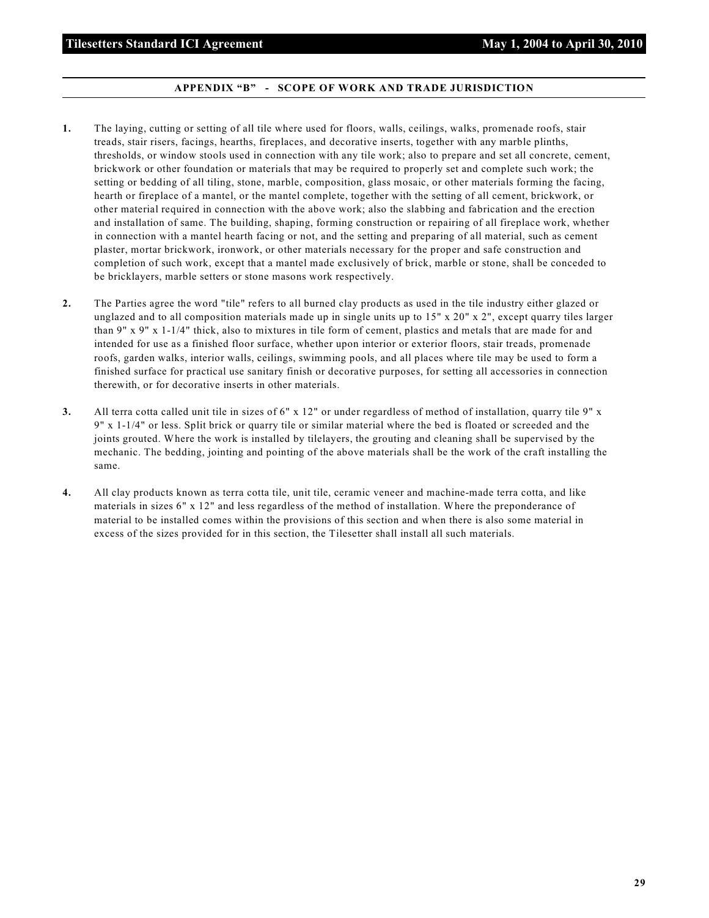## APPENDIX "B" - SCOPE OF WORK AND TRADE JURISDICTION

**1.** The laying, cutting or setting of all tile where used for floors, walls, ceilings, walks, promenade roofs, stair treads, stair risers, facings, hearths, fireplaces, and decorative inserts, together with any marble plinths, thresholds, or window stools used in connection with any tile work; also to prepare and set all concrete, cement, brickwork or other foundation or materials that may be required to properly set and complete such work; the setting or bedding of all tiling, stone, marble, composition, glass mosaic, or other materials forming the facing, hearth or fireplace of a mantel, or the mantel complete, together with the setting of all cement, brickwork, or other material required in connection with the above work; also the slabbing and fabrication and the erection and installation of same. The building, shaping, forming construction or repairing of all fireplace work, whether in connection with a mantel hearth facing or not, and the setting and preparing of all material, such as cement plaster, mortar brickwork, ironwork, or other materials necessary for the proper and safe construction and completion of such work, except that a mantel made exclusively of brick, marble or stone, shall be conceded to be bricklayers, marble setters or stone masons work respectively.

**2.** The Parties agree the word "tile" refers to all burned clay products as used in the tile industry either glazed or unglazed and to all composition materials made up in single units up to 15" x 20" x 2", except quarry tiles larger than 9" x 9" x 1-1/4" thick, also to mixtures in tile form of cement, plastics and metals that are made for and intended for use as a finished floor surface, whether upon interior or exterior floors, stair treads, promenade roofs, garden walks, interior walls, ceilings, swimming pools, and all places where tile may be used to form a finished surface for practical use sanitary finish or decorative purposes, for setting all accessories in connection therewith, or for decorative inserts in other materials.

**3.** All terra cotta called unit tile in sizes of 6" x 12" or under regardless of method of installation, quarry tile 9" x 9" x 1-1/4" or less. Split brick or quarry tile or similar material where the bed is floated or screeded and the joints grouted. Where the work is installed by tilelayers, the grouting and cleaning shall be supervised by the mechanic. The bedding, jointing and pointing of the above materials shall be the work of the craft installing the same.

**4.** All clay products known as terra cotta tile, unit tile, ceramic veneer and machine-made terra cotta, and like materials in sizes 6" x 12" and less regardless of the method of installation. Where the preponderance of material to be installed comes within the provisions of this section and when there is also some material in excess of the sizes provided for in this section, the Tilesetter shall install all such materials.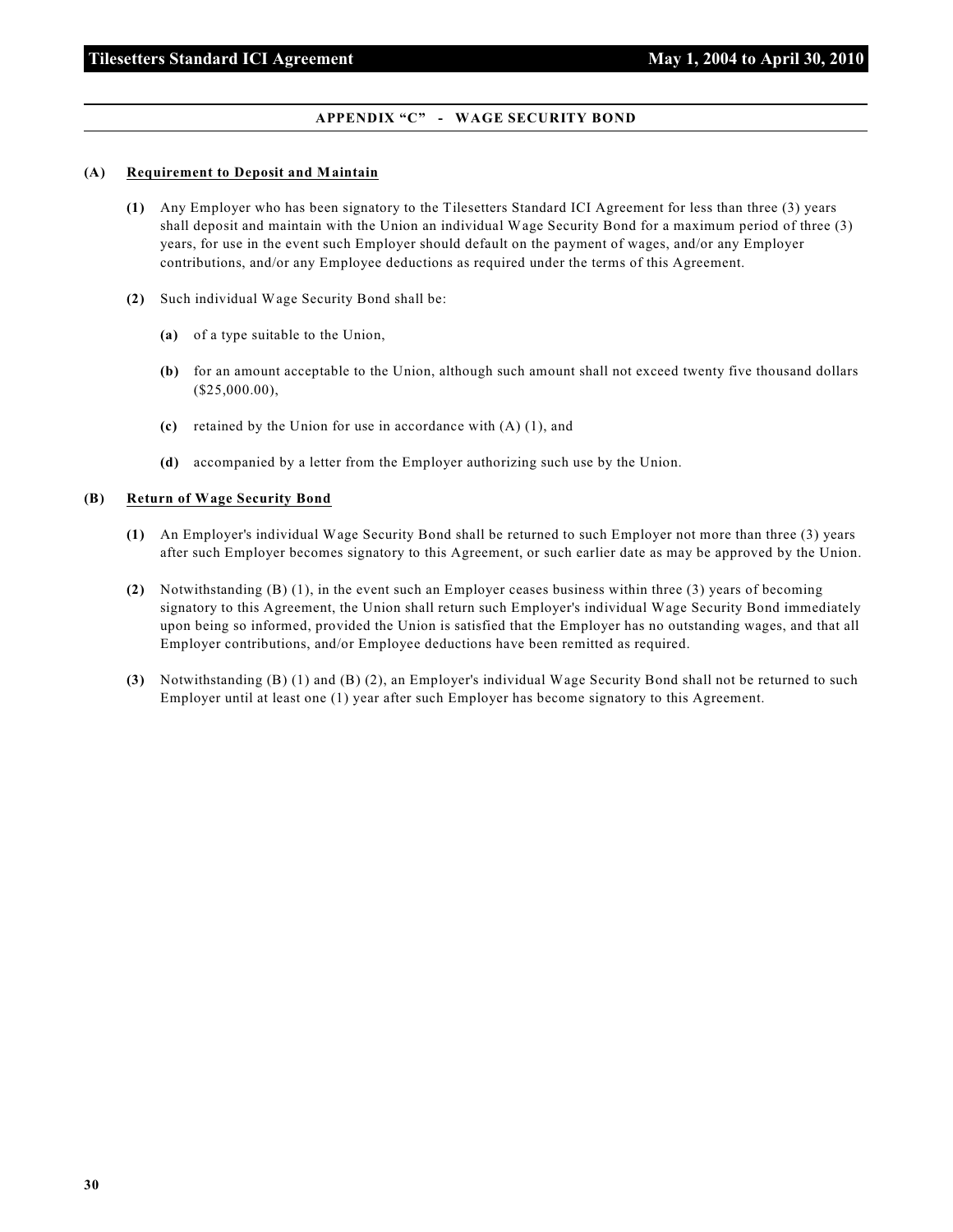## APPENDIX "C" - WAGE SECURITY BOND

**(A) Requirement to Deposit and Maintain**

**(1)** Any Employer who has been signatory to the Tilesetters Standard ICI Agreement for less than three (3) years shall deposit and maintain with the Union an individual Wage Security Bond for a maximum period of three (3) years, for use in the event such Employer should default on the payment of wages, and/or any Employer contributions, and/or any Employee deductions as required under the terms of this Agreement.

**(2)** Such individual Wage Security Bond shall be:

**(a)** of a type suitable to the Union,

**(b)** for an amount acceptable to the Union, although such amount shall not exceed twenty five thousand dollars ($25,000.00),

**(c)** retained by the Union for use in accordance with (A) (1), and

**(d)** accompanied by a letter from the Employer authorizing such use by the Union.

**(B) Return of Wage Security Bond**

**(1)** An Employer's individual Wage Security Bond shall be returned to such Employer not more than three (3) years after such Employer becomes signatory to this Agreement, or such earlier date as may be approved by the Union.

**(2)** Notwithstanding (B) (1), in the event such an Employer ceases business within three (3) years of becoming signatory to this Agreement, the Union shall return such Employer's individual Wage Security Bond immediately upon being so informed, provided the Union is satisfied that the Employer has no outstanding wages, and that all Employer contributions, and/or Employee deductions have been remitted as required.

**(3)** Notwithstanding (B) (1) and (B) (2), an Employer's individual Wage Security Bond shall not be returned to such Employer until at least one (1) year after such Employer has become signatory to this Agreement.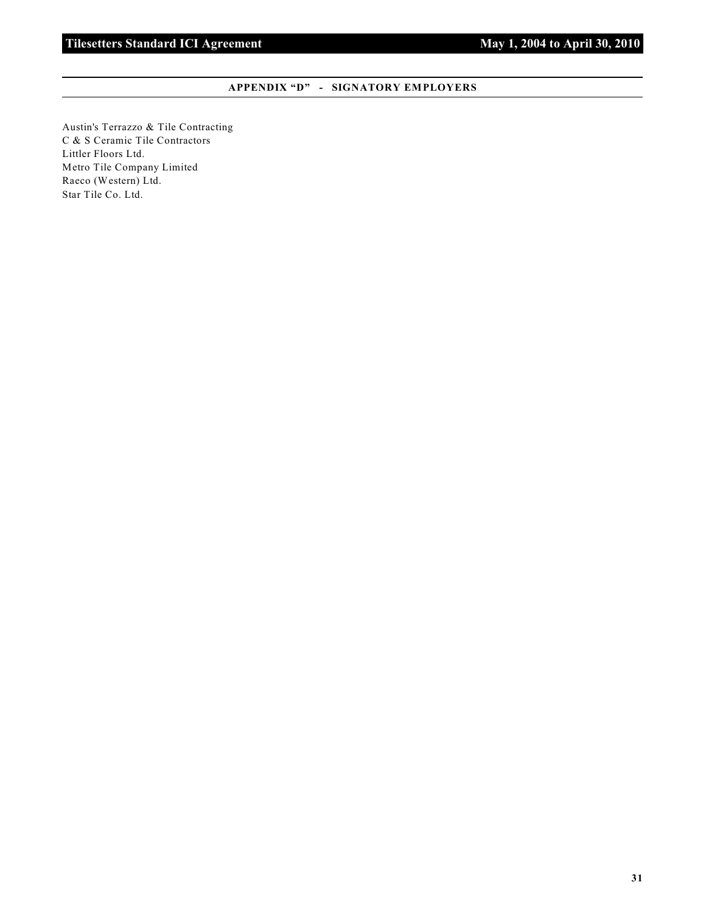## APPENDIX "D" - SIGNATORY EMPLOYERS

Austin's Terrazzo & Tile Contracting
C & S Ceramic Tile Contractors
Littler Floors Ltd.
Metro Tile Company Limited
Raeco (Western) Ltd.
Star Tile Co. Ltd.